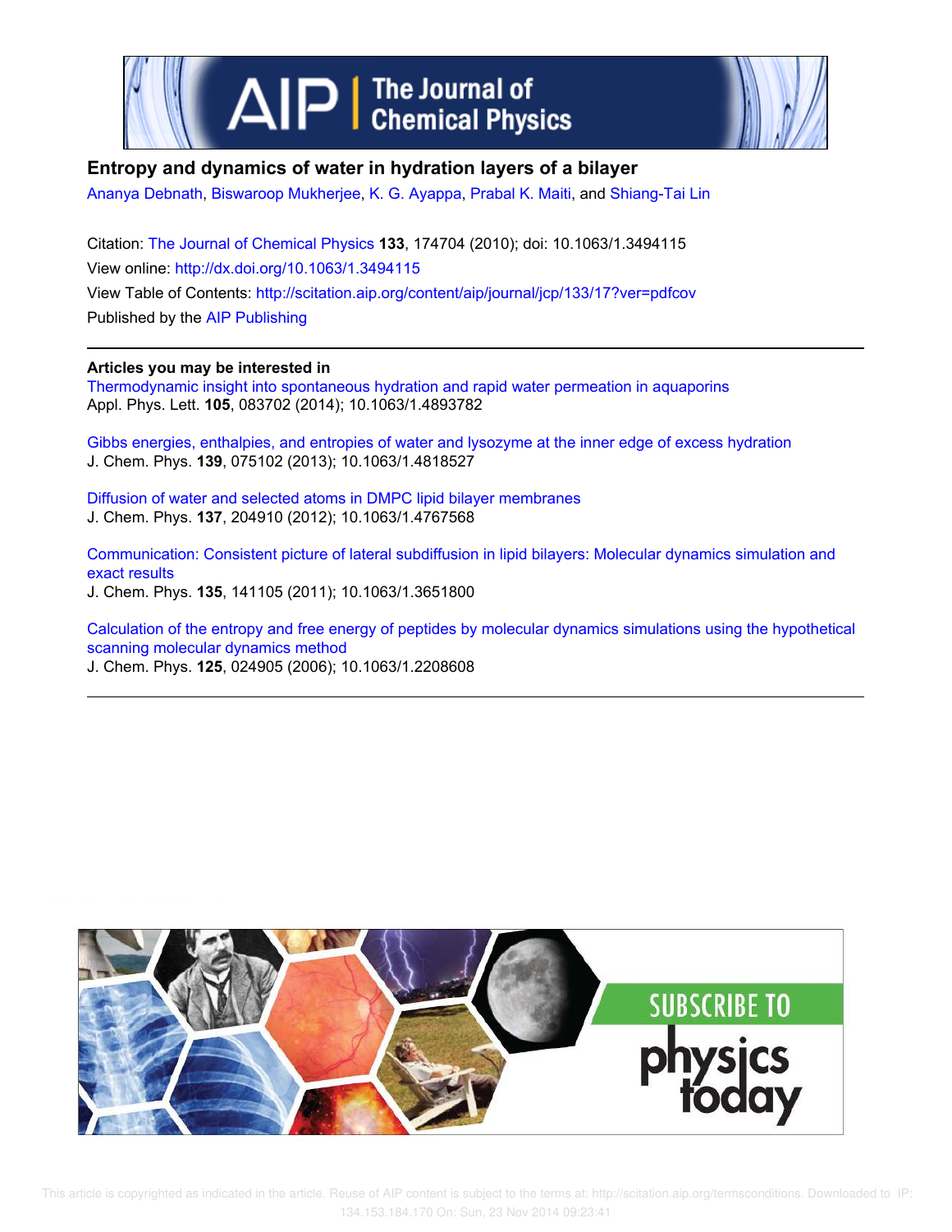# Entropy and dynamics of water in hydration layers of a bilayer

Ananya Debnath, Biswaroop Mukherjee, K. G. Ayappa, Prabal K. Maiti, and Shiang-Tai Lin

Citation: The Journal of Chemical Physics **133**, 174704 (2010); doi: 10.1063/1.3494115

View online: http://dx.doi.org/10.1063/1.3494115

View Table of Contents: http://scitation.aip.org/content/aip/journal/jcp/133/17?ver=pdfcov

Published by the AIP Publishing

## Articles you may be interested in

Thermodynamic insight into spontaneous hydration and rapid water permeation in aquaporins
Appl. Phys. Lett. **105**, 083702 (2014); 10.1063/1.4893782

Gibbs energies, enthalpies, and entropies of water and lysozyme at the inner edge of excess hydration
J. Chem. Phys. **139**, 075102 (2013); 10.1063/1.4818527

Diffusion of water and selected atoms in DMPC lipid bilayer membranes
J. Chem. Phys. **137**, 204910 (2012); 10.1063/1.4767568

Communication: Consistent picture of lateral subdiffusion in lipid bilayers: Molecular dynamics simulation and exact results
J. Chem. Phys. **135**, 141105 (2011); 10.1063/1.3651800

Calculation of the entropy and free energy of peptides by molecular dynamics simulations using the hypothetical scanning molecular dynamics method
J. Chem. Phys. **125**, 024905 (2006); 10.1063/1.2208608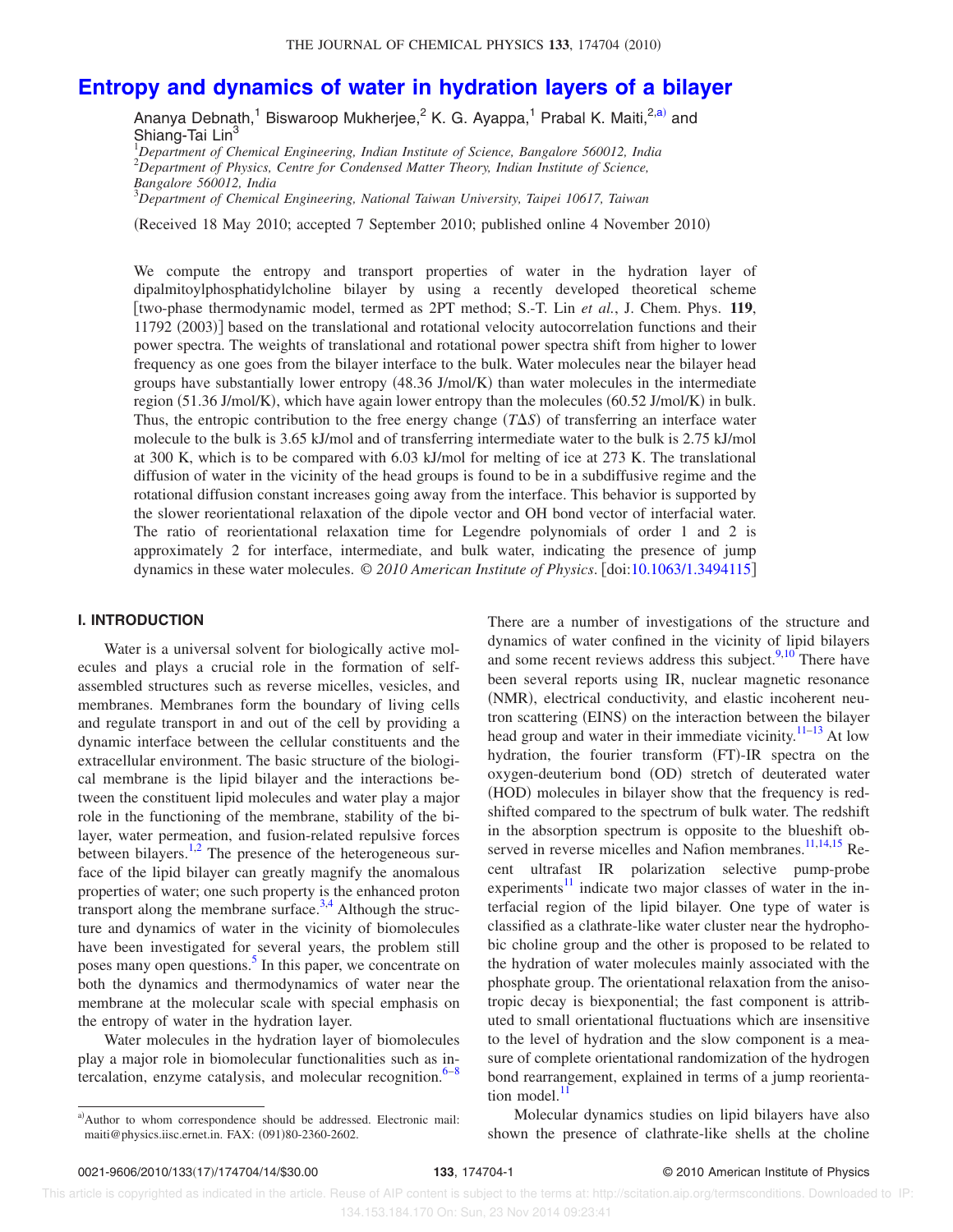# Entropy and dynamics of water in hydration layers of a bilayer

Ananya Debnath,[1] Biswaroop Mukherjee,[2] K. G. Ayappa,[1] Prabal K. Maiti,[2,a)] and Shiang-Tai Lin[3]

[1]*Department of Chemical Engineering, Indian Institute of Science, Bangalore 560012, India*
[2]*Department of Physics, Centre for Condensed Matter Theory, Indian Institute of Science, Bangalore 560012, India*
[3]*Department of Chemical Engineering, National Taiwan University, Taipei 10617, Taiwan*

(Received 18 May 2010; accepted 7 September 2010; published online 4 November 2010)

We compute the entropy and transport properties of water in the hydration layer of dipalmitoylphosphatidylcholine bilayer by using a recently developed theoretical scheme [two-phase thermodynamic model, termed as 2PT method; S.-T. Lin *et al.*, J. Chem. Phys. **119**, 11792 (2003)] based on the translational and rotational velocity autocorrelation functions and their power spectra. The weights of translational and rotational power spectra shift from higher to lower frequency as one goes from the bilayer interface to the bulk. Water molecules near the bilayer head groups have substantially lower entropy (48.36 J/mol/K) than water molecules in the intermediate region (51.36 J/mol/K), which have again lower entropy than the molecules (60.52 J/mol/K) in bulk. Thus, the entropic contribution to the free energy change ($T\Delta S$) of transferring an interface water molecule to the bulk is 3.65 kJ/mol and of transferring intermediate water to the bulk is 2.75 kJ/mol at 300 K, which is to be compared with 6.03 kJ/mol for melting of ice at 273 K. The translational diffusion of water in the vicinity of the head groups is found to be in a subdiffusive regime and the rotational diffusion constant increases going away from the interface. This behavior is supported by the slower reorientational relaxation of the dipole vector and OH bond vector of interfacial water. The ratio of reorientational relaxation time for Legendre polynomials of order 1 and 2 is approximately 2 for interface, intermediate, and bulk water, indicating the presence of jump dynamics in these water molecules. *© 2010 American Institute of Physics*. [doi:10.1063/1.3494115]

## I. INTRODUCTION

Water is a universal solvent for biologically active molecules and plays a crucial role in the formation of self-assembled structures such as reverse micelles, vesicles, and membranes. Membranes form the boundary of living cells and regulate transport in and out of the cell by providing a dynamic interface between the cellular constituents and the extracellular environment. The basic structure of the biological membrane is the lipid bilayer and the interactions between the constituent lipid molecules and water play a major role in the functioning of the membrane, stability of the bilayer, water permeation, and fusion-related repulsive forces between bilayers.[1,2] The presence of the heterogeneous surface of the lipid bilayer can greatly magnify the anomalous properties of water; one such property is the enhanced proton transport along the membrane surface.[3,4] Although the structure and dynamics of water in the vicinity of biomolecules have been investigated for several years, the problem still poses many open questions.[5] In this paper, we concentrate on both the dynamics and thermodynamics of water near the membrane at the molecular scale with special emphasis on the entropy of water in the hydration layer.

Water molecules in the hydration layer of biomolecules play a major role in biomolecular functionalities such as intercalation, enzyme catalysis, and molecular recognition.[6–8] There are a number of investigations of the structure and dynamics of water confined in the vicinity of lipid bilayers and some recent reviews address this subject.[9,10] There have been several reports using IR, nuclear magnetic resonance (NMR), electrical conductivity, and elastic incoherent neutron scattering (EINS) on the interaction between the bilayer head group and water in their immediate vicinity.[11–13] At low hydration, the fourier transform (FT)-IR spectra on the oxygen-deuterium bond (OD) stretch of deuterated water (HOD) molecules in bilayer show that the frequency is redshifted compared to the spectrum of bulk water. The redshift in the absorption spectrum is opposite to the blueshift observed in reverse micelles and Nafion membranes.[11,14,15] Recent ultrafast IR polarization selective pump-probe experiments[11] indicate two major classes of water in the interfacial region of the lipid bilayer. One type of water is classified as a clathrate-like water cluster near the hydrophobic choline group and the other is proposed to be related to the hydration of water molecules mainly associated with the phosphate group. The orientational relaxation from the anisotropic decay is biexponential; the fast component is attributed to small orientational fluctuations which are insensitive to the level of hydration and the slow component is a measure of complete orientational randomization of the hydrogen bond rearrangement, explained in terms of a jump reorientation model.[11]

Molecular dynamics studies on lipid bilayers have also shown the presence of clathrate-like shells at the choline

[a)]Author to whom correspondence should be addressed. Electronic mail: maiti@physics.iisc.ernet.in. FAX: (091)80-2360-2602.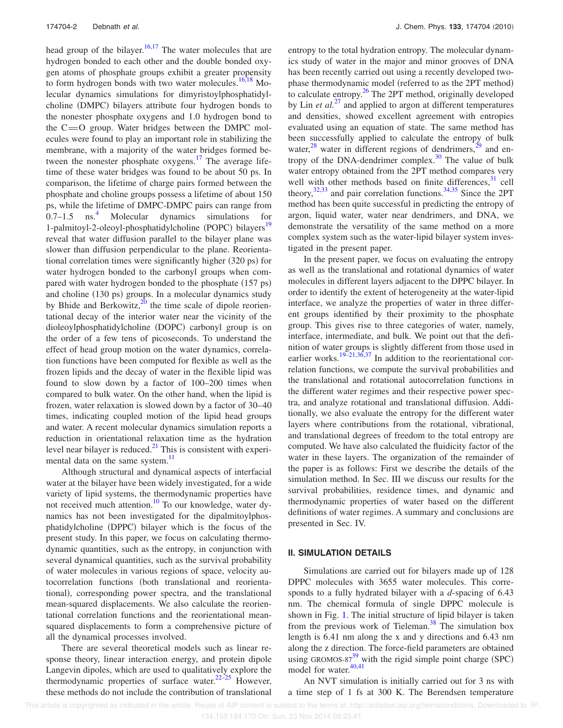head group of the bilayer.[16,17] The water molecules that are hydrogen bonded to each other and the double bonded oxygen atoms of phosphate groups exhibit a greater propensity to form hydrogen bonds with two water molecules.[16,18] Molecular dynamics simulations for dimyristoylphosphatidylcholine (DMPC) bilayers attribute four hydrogen bonds to the nonester phosphate oxygens and 1.0 hydrogen bond to the C=O group. Water bridges between the DMPC molecules were found to play an important role in stabilizing the membrane, with a majority of the water bridges formed between the nonester phosphate oxygens.[17] The average lifetime of these water bridges was found to be about 50 ps. In comparison, the lifetime of charge pairs formed between the phosphate and choline groups possess a lifetime of about 150 ps, while the lifetime of DMPC-DMPC pairs can range from 0.7–1.5 ns.[4] Molecular dynamics simulations for 1-palmitoyl-2-oleoyl-phosphatidylcholine (POPC) bilayers[19] reveal that water diffusion parallel to the bilayer plane was slower than diffusion perpendicular to the plane. Reorientational correlation times were significantly higher (320 ps) for water hydrogen bonded to the carbonyl groups when compared with water hydrogen bonded to the phosphate (157 ps) and choline (130 ps) groups. In a molecular dynamics study by Bhide and Berkowitz,[20] the time scale of dipole reorientational decay of the interior water near the vicinity of the dioleoylphosphatidylcholine (DOPC) carbonyl group is on the order of a few tens of picoseconds. To understand the effect of head group motion on the water dynamics, correlation functions have been computed for flexible as well as the frozen lipids and the decay of water in the flexible lipid was found to slow down by a factor of 100–200 times when compared to bulk water. On the other hand, when the lipid is frozen, water relaxation is slowed down by a factor of 30–40 times, indicating coupled motion of the lipid head groups and water. A recent molecular dynamics simulation reports a reduction in orientational relaxation time as the hydration level near bilayer is reduced.[21] This is consistent with experimental data on the same system.[11]

Although structural and dynamical aspects of interfacial water at the bilayer have been widely investigated, for a wide variety of lipid systems, the thermodynamic properties have not received much attention.[10] To our knowledge, water dynamics has not been investigated for the dipalmitoylphosphatidylcholine (DPPC) bilayer which is the focus of the present study. In this paper, we focus on calculating thermodynamic quantities, such as the entropy, in conjunction with several dynamical quantities, such as the survival probability of water molecules in various regions of space, velocity autocorrelation functions (both translational and reorientational), corresponding power spectra, and the translational mean-squared displacements. We also calculate the reorientational correlation functions and the reorientational mean-squared displacements to form a comprehensive picture of all the dynamical processes involved.

There are several theoretical models such as linear response theory, linear interaction energy, and protein dipole Langevin dipoles, which are used to qualitatively explore the thermodynamic properties of surface water.[22–25] However, these methods do not include the contribution of translational entropy to the total hydration entropy. The molecular dynamics study of water in the major and minor grooves of DNA has been recently carried out using a recently developed two-phase thermodynamic model (referred to as the 2PT method) to calculate entropy.[26] The 2PT method, originally developed by Lin *et al.*[27] and applied to argon at different temperatures and densities, showed excellent agreement with entropies evaluated using an equation of state. The same method has been successfully applied to calculate the entropy of bulk water,[28] water in different regions of dendrimers,[29] and entropy of the DNA-dendrimer complex.[30] The value of bulk water entropy obtained from the 2PT method compares very well with other methods based on finite differences,[31] cell theory,[32,33] and pair correlation functions.[34,35] Since the 2PT method has been quite successful in predicting the entropy of argon, liquid water, water near dendrimers, and DNA, we demonstrate the versatility of the same method on a more complex system such as the water-lipid bilayer system investigated in the present paper.

In the present paper, we focus on evaluating the entropy as well as the translational and rotational dynamics of water molecules in different layers adjacent to the DPPC bilayer. In order to identify the extent of heterogeneity at the water-lipid interface, we analyze the properties of water in three different groups identified by their proximity to the phosphate group. This gives rise to three categories of water, namely, interface, intermediate, and bulk. We point out that the definition of water groups is slightly different from those used in earlier works.[19–21,36,37] In addition to the reorientational correlation functions, we compute the survival probabilities and the translational and rotational autocorrelation functions in the different water regimes and their respective power spectra, and analyze rotational and translational diffusion. Additionally, we also evaluate the entropy for the different water layers where contributions from the rotational, vibrational, and translational degrees of freedom to the total entropy are computed. We have also calculated the fluidicity factor of the water in these layers. The organization of the remainder of the paper is as follows: First we describe the details of the simulation method. In Sec. III we discuss our results for the survival probabilities, residence times, and dynamic and thermodynamic properties of water based on the different definitions of water regimes. A summary and conclusions are presented in Sec. IV.

## II. SIMULATION DETAILS

Simulations are carried out for bilayers made up of 128 DPPC molecules with 3655 water molecules. This corresponds to a fully hydrated bilayer with a *d*-spacing of 6.43 nm. The chemical formula of single DPPC molecule is shown in Fig. 1. The initial structure of lipid bilayer is taken from the previous work of Tieleman.[38] The simulation box length is 6.41 nm along the x and y directions and 6.43 nm along the z direction. The force-field parameters are obtained using GROMOS-87[39] with the rigid simple point charge (SPC) model for water.[40,41]

An NVT simulation is initially carried out for 3 ns with a time step of 1 fs at 300 K. The Berendsen temperature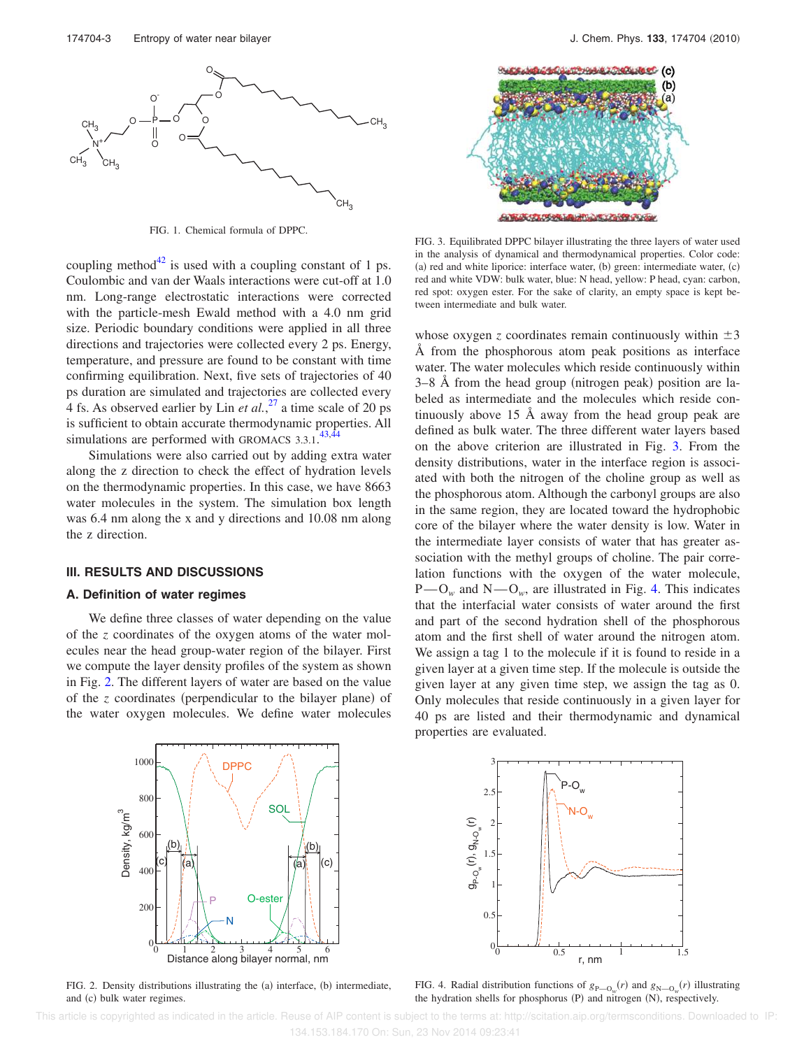FIG. 1. Chemical formula of DPPC.

coupling method[42] is used with a coupling constant of 1 ps. Coulombic and van der Waals interactions were cut-off at 1.0 nm. Long-range electrostatic interactions were corrected with the particle-mesh Ewald method with a 4.0 nm grid size. Periodic boundary conditions were applied in all three directions and trajectories were collected every 2 ps. Energy, temperature, and pressure are found to be constant with time confirming equilibration. Next, five sets of trajectories of 40 ps duration are simulated and trajectories are collected every 4 fs. As observed earlier by Lin *et al.*,[27] a time scale of 20 ps is sufficient to obtain accurate thermodynamic properties. All simulations are performed with GROMACS 3.3.1.[43,44]

Simulations were also carried out by adding extra water along the z direction to check the effect of hydration levels on the thermodynamic properties. In this case, we have 8663 water molecules in the system. The simulation box length was 6.4 nm along the x and y directions and 10.08 nm along the z direction.

## III. RESULTS AND DISCUSSIONS

### A. Definition of water regimes

We define three classes of water depending on the value of the $z$ coordinates of the oxygen atoms of the water molecules near the head group-water region of the bilayer. First we compute the layer density profiles of the system as shown in Fig. 2. The different layers of water are based on the value of the $z$ coordinates (perpendicular to the bilayer plane) of the water oxygen molecules. We define water molecules whose oxygen $z$ coordinates remain continuously within $\pm 3$ Å from the phosphorous atom peak positions as interface water. The water molecules which reside continuously within 3–8 Å from the head group (nitrogen peak) position are labeled as intermediate and the molecules which reside continuously above 15 Å away from the head group peak are defined as bulk water. The three different water layers based on the above criterion are illustrated in Fig. 3. From the density distributions, water in the interface region is associated with both the nitrogen of the choline group as well as the phosphorous atom. Although the carbonyl groups are also in the same region, they are located toward the hydrophobic core of the bilayer where the water density is low. Water in the intermediate layer consists of water that has greater association with the methyl groups of choline. The pair correlation functions with the oxygen of the water molecule, $\mathrm{P—O}_w$ and $\mathrm{N—O}_w$, are illustrated in Fig. 4. This indicates that the interfacial water consists of water around the first and part of the second hydration shell of the phosphorous atom and the first shell of water around the nitrogen atom. We assign a tag 1 to the molecule if it is found to reside in a given layer at a given time step. If the molecule is outside the given layer at any given time step, we assign the tag as 0. Only molecules that reside continuously in a given layer for 40 ps are listed and their thermodynamic and dynamical properties are evaluated.

FIG. 3. Equilibrated DPPC bilayer illustrating the three layers of water used in the analysis of dynamical and thermodynamical properties. Color code: (a) red and white liporice: interface water, (b) green: intermediate water, (c) red and white VDW: bulk water, blue: N head, yellow: P head, cyan: carbon, red spot: oxygen ester. For the sake of clarity, an empty space is kept between intermediate and bulk water.

FIG. 2. Density distributions illustrating the (a) interface, (b) intermediate, and (c) bulk water regimes.

FIG. 4. Radial distribution functions of $g_{\mathrm{P—O}_w}(r)$ and $g_{\mathrm{N—O}_w}(r)$ illustrating the hydration shells for phosphorus (P) and nitrogen (N), respectively.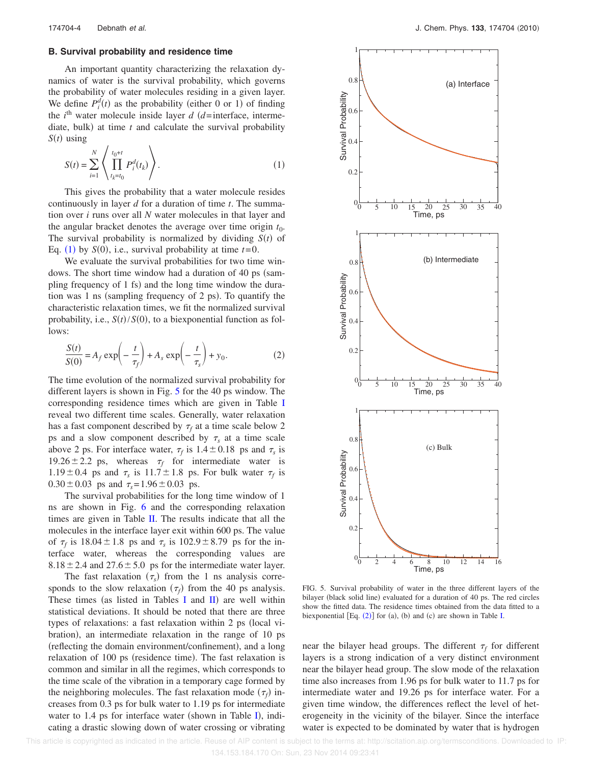### B. Survival probability and residence time

An important quantity characterizing the relaxation dynamics of water is the survival probability, which governs the probability of water molecules residing in a given layer. We define $P_i^d(t)$ as the probability (either 0 or 1) of finding the $i^{\text{th}}$ water molecule inside layer $d$ ($d$=interface, intermediate, bulk) at time $t$ and calculate the survival probability $S(t)$ using

$$S(t) = \sum_{i=1}^{N} \left\langle \prod_{t_k=t_0}^{t_0+t} P_i^d(t_k) \right\rangle. \tag{1}$$

This gives the probability that a water molecule resides continuously in layer $d$ for a duration of time $t$. The summation over $i$ runs over all $N$ water molecules in that layer and the angular bracket denotes the average over time origin $t_0$. The survival probability is normalized by dividing $S(t)$ of Eq. (1) by $S(0)$, i.e., survival probability at time $t=0$.

We evaluate the survival probabilities for two time windows. The short time window had a duration of 40 ps (sampling frequency of 1 fs) and the long time window the duration was 1 ns (sampling frequency of 2 ps). To quantify the characteristic relaxation times, we fit the normalized survival probability, i.e., $S(t)/S(0)$, to a biexponential function as follows:

$$\frac{S(t)}{S(0)} = A_f \exp\left(-\frac{t}{\tau_f}\right) + A_s \exp\left(-\frac{t}{\tau_s}\right) + y_0. \tag{2}$$

The time evolution of the normalized survival probability for different layers is shown in Fig. 5 for the 40 ps window. The corresponding residence times which are given in Table I reveal two different time scales. Generally, water relaxation has a fast component described by $\tau_f$ at a time scale below 2 ps and a slow component described by $\tau_s$ at a time scale above 2 ps. For interface water, $\tau_f$ is $1.4 \pm 0.18$ ps and $\tau_s$ is $19.26 \pm 2.2$ ps, whereas $\tau_f$ for intermediate water is $1.19 \pm 0.4$ ps and $\tau_s$ is $11.7 \pm 1.8$ ps. For bulk water $\tau_f$ is $0.30 \pm 0.03$ ps and $\tau_s = 1.96 \pm 0.03$ ps.

The survival probabilities for the long time window of 1 ns are shown in Fig. 6 and the corresponding relaxation times are given in Table II. The results indicate that all the molecules in the interface layer exit within 600 ps. The value of $\tau_f$ is $18.04 \pm 1.8$ ps and $\tau_s$ is $102.9 \pm 8.79$ ps for the interface water, whereas the corresponding values are $8.18 \pm 2.4$ and $27.6 \pm 5.0$ ps for the intermediate water layer.

The fast relaxation ($\tau_s$) from the 1 ns analysis corresponds to the slow relaxation ($\tau_f$) from the 40 ps analysis. These times (as listed in Tables I and II) are well within statistical deviations. It should be noted that there are three types of relaxations: a fast relaxation within 2 ps (local vibration), an intermediate relaxation in the range of 10 ps (reflecting the domain environment/confinement), and a long relaxation of 100 ps (residence time). The fast relaxation is common and similar in all the regimes, which corresponds to the time scale of the vibration in a temporary cage formed by the neighboring molecules. The fast relaxation mode ($\tau_f$) increases from 0.3 ps for bulk water to 1.19 ps for intermediate water to 1.4 ps for interface water (shown in Table I), indicating a drastic slowing down of water crossing or vibrating near the bilayer head groups. The different $\tau_f$ for different layers is a strong indication of a very distinct environment near the bilayer head group. The slow mode of the relaxation time also increases from 1.96 ps for bulk water to 11.7 ps for intermediate water and 19.26 ps for interface water. For a given time window, the differences reflect the level of heterogeneity in the vicinity of the bilayer. Since the interface water is expected to be dominated by water that is hydrogen

FIG. 5. Survival probability of water in the three different layers of the bilayer (black solid line) evaluated for a duration of 40 ps. The red circles show the fitted data. The residence times obtained from the data fitted to a biexponential [Eq. (2)] for (a), (b) and (c) are shown in Table I.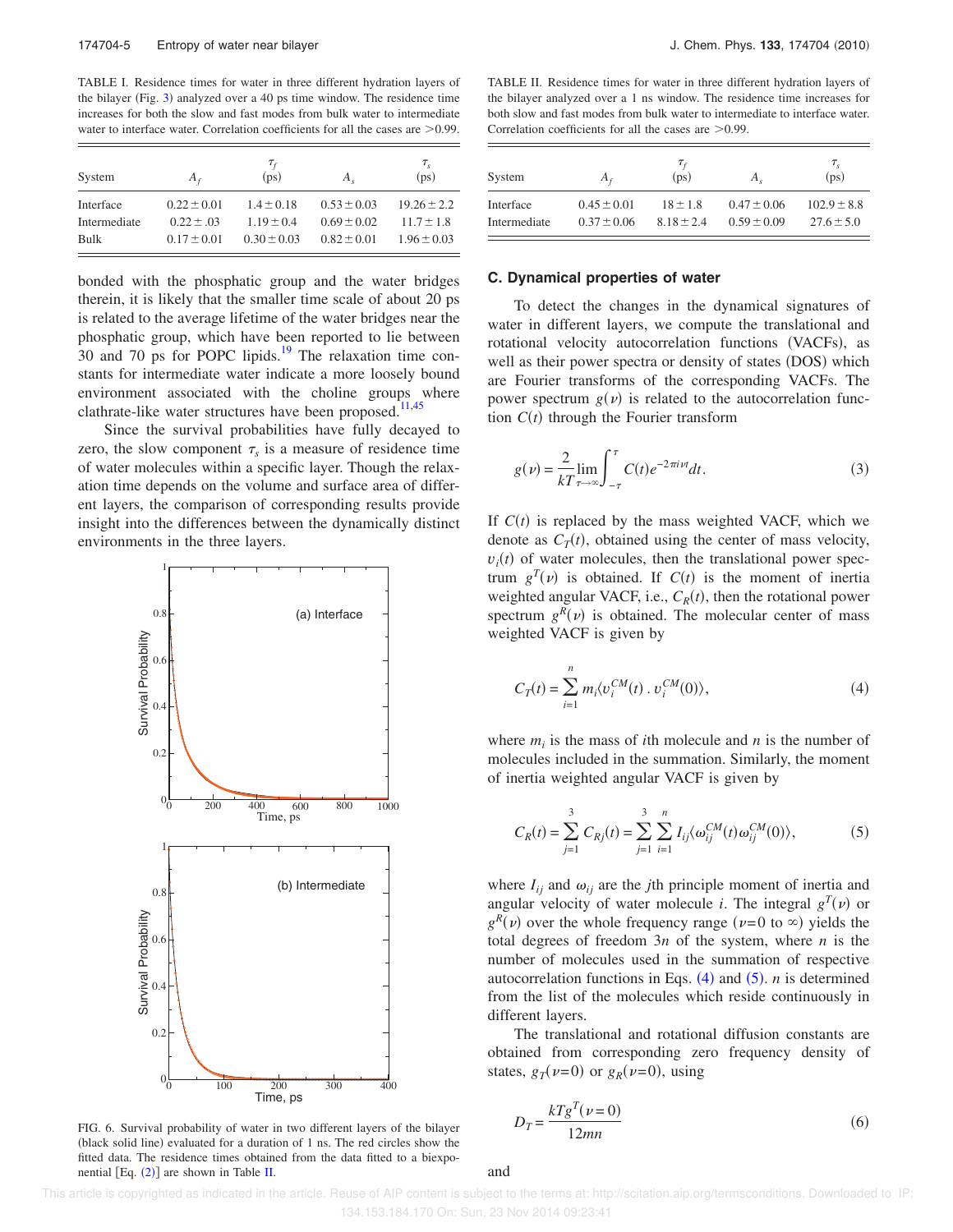TABLE I. Residence times for water in three different hydration layers of the bilayer (Fig. 3) analyzed over a 40 ps time window. The residence time increases for both the slow and fast modes from bulk water to intermediate water to interface water. Correlation coefficients for all the cases are >0.99.

| System | $A_f$ | $\tau_f$ (ps) | $A_s$ | $\tau_s$ (ps) |
|---|---|---|---|---|
| Interface | $0.22 \pm 0.01$ | $1.4 \pm 0.18$ | $0.53 \pm 0.03$ | $19.26 \pm 2.2$ |
| Intermediate | $0.22 \pm .03$ | $1.19 \pm 0.4$ | $0.69 \pm 0.02$ | $11.7 \pm 1.8$ |
| Bulk | $0.17 \pm 0.01$ | $0.30 \pm 0.03$ | $0.82 \pm 0.01$ | $1.96 \pm 0.03$ |

bonded with the phosphatic group and the water bridges therein, it is likely that the smaller time scale of about 20 ps is related to the average lifetime of the water bridges near the phosphatic group, which have been reported to lie between 30 and 70 ps for POPC lipids.[19] The relaxation time constants for intermediate water indicate a more loosely bound environment associated with the choline groups where clathrate-like water structures have been proposed.[11,45]

Since the survival probabilities have fully decayed to zero, the slow component $\tau_s$ is a measure of residence time of water molecules within a specific layer. Though the relaxation time depends on the volume and surface area of different layers, the comparison of corresponding results provide insight into the differences between the dynamically distinct environments in the three layers.

FIG. 6. Survival probability of water in two different layers of the bilayer (black solid line) evaluated for a duration of 1 ns. The red circles show the fitted data. The residence times obtained from the data fitted to a biexponential [Eq. (2)] are shown in Table II.

TABLE II. Residence times for water in three different hydration layers of the bilayer analyzed over a 1 ns window. The residence time increases for both slow and fast modes from bulk water to intermediate to interface water. Correlation coefficients for all the cases are >0.99.

| System | $A_f$ | $\tau_f$ (ps) | $A_s$ | $\tau_s$ (ps) |
|---|---|---|---|---|
| Interface | $0.45 \pm 0.01$ | $18 \pm 1.8$ | $0.47 \pm 0.06$ | $102.9 \pm 8.8$ |
| Intermediate | $0.37 \pm 0.06$ | $8.18 \pm 2.4$ | $0.59 \pm 0.09$ | $27.6 \pm 5.0$ |

### C. Dynamical properties of water

To detect the changes in the dynamical signatures of water in different layers, we compute the translational and rotational velocity autocorrelation functions (VACFs), as well as their power spectra or density of states (DOS) which are Fourier transforms of the corresponding VACFs. The power spectrum $g(\nu)$ is related to the autocorrelation function $C(t)$ through the Fourier transform

$$g(\nu) = \frac{2}{kT} \lim_{\tau \to \infty} \int_{-\tau}^{\tau} C(t) e^{-2\pi i \nu t} dt. \tag{3}$$

If $C(t)$ is replaced by the mass weighted VACF, which we denote as $C_T(t)$, obtained using the center of mass velocity, $v_i(t)$ of water molecules, then the translational power spectrum $g^T(\nu)$ is obtained. If $C(t)$ is the moment of inertia weighted angular VACF, i.e., $C_R(t)$, then the rotational power spectrum $g^R(\nu)$ is obtained. The molecular center of mass weighted VACF is given by

$$C_T(t) = \sum_{i=1}^{n} m_i \langle v_i^{CM}(t) \cdot v_i^{CM}(0) \rangle, \tag{4}$$

where $m_i$ is the mass of $i$th molecule and $n$ is the number of molecules included in the summation. Similarly, the moment of inertia weighted angular VACF is given by

$$C_R(t) = \sum_{j=1}^{3} C_{Rj}(t) = \sum_{j=1}^{3} \sum_{i=1}^{n} I_{ij} \langle \omega_{ij}^{CM}(t) \omega_{ij}^{CM}(0) \rangle, \tag{5}$$

where $I_{ij}$ and $\omega_{ij}$ are the $j$th principle moment of inertia and angular velocity of water molecule $i$. The integral $g^T(\nu)$ or $g^R(\nu)$ over the whole frequency range ($\nu = 0$ to $\infty$) yields the total degrees of freedom $3n$ of the system, where $n$ is the number of molecules used in the summation of respective autocorrelation functions in Eqs. (4) and (5). $n$ is determined from the list of the molecules which reside continuously in different layers.

The translational and rotational diffusion constants are obtained from corresponding zero frequency density of states, $g_T(\nu=0)$ or $g_R(\nu=0)$, using

$$D_T = \frac{kTg^T(\nu=0)}{12mn} \tag{6}$$

and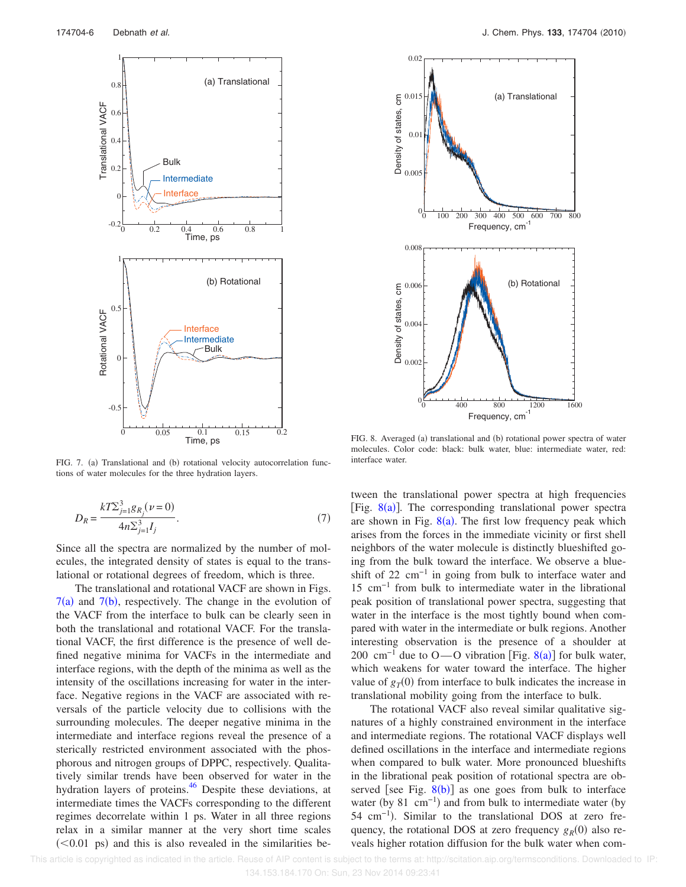FIG. 7. (a) Translational and (b) rotational velocity autocorrelation functions of water molecules for the three hydration layers.

FIG. 8. Averaged (a) translational and (b) rotational power spectra of water molecules. Color code: black: bulk water, blue: intermediate water, red: interface water.

$$D_R = \frac{kT\sum_{j=1}^{3} g_{R_j}(\nu = 0)}{4n\sum_{j=1}^{3} I_j}. \tag{7}$$

Since all the spectra are normalized by the number of molecules, the integrated density of states is equal to the translational or rotational degrees of freedom, which is three.

The translational and rotational VACF are shown in Figs. 7(a) and 7(b), respectively. The change in the evolution of the VACF from the interface to bulk can be clearly seen in both the translational and rotational VACF. For the translational VACF, the first difference is the presence of well defined negative minima for VACFs in the intermediate and interface regions, with the depth of the minima as well as the intensity of the oscillations increasing for water in the interface. Negative regions in the VACF are associated with reversals of the particle velocity due to collisions with the surrounding molecules. The deeper negative minima in the intermediate and interface regions reveal the presence of a sterically restricted environment associated with the phosphorous and nitrogen groups of DPPC, respectively. Qualitatively similar trends have been observed for water in the hydration layers of proteins.[46] Despite these deviations, at intermediate times the VACFs corresponding to the different regimes decorrelate within 1 ps. Water in all three regions relax in a similar manner at the very short time scales ($<0.01$ ps) and this is also revealed in the similarities between the translational power spectra at high frequencies [Fig. 8(a)]. The corresponding translational power spectra are shown in Fig. 8(a). The first low frequency peak which arises from the forces in the immediate vicinity or first shell neighbors of the water molecule is distinctly blueshifted going from the bulk toward the interface. We observe a blueshift of 22 $\text{cm}^{-1}$ in going from bulk to interface water and 15 $\text{cm}^{-1}$ from bulk to intermediate water in the librational peak position of translational power spectra, suggesting that water in the interface is the most tightly bound when compared with water in the intermediate or bulk regions. Another interesting observation is the presence of a shoulder at 200 $\text{cm}^{-1}$ due to O—O vibration [Fig. 8(a)] for bulk water, which weakens for water toward the interface. The higher value of $g_T(0)$ from interface to bulk indicates the increase in translational mobility going from the interface to bulk.

The rotational VACF also reveal similar qualitative signatures of a highly constrained environment in the interface and intermediate regions. The rotational VACF displays well defined oscillations in the interface and intermediate regions when compared to bulk water. More pronounced blueshifts in the librational peak position of rotational spectra are observed [see Fig. 8(b)] as one goes from bulk to interface water (by 81 $\text{cm}^{-1}$) and from bulk to intermediate water (by 54 $\text{cm}^{-1}$). Similar to the translational DOS at zero frequency, the rotational DOS at zero frequency $g_R(0)$ also reveals higher rotation diffusion for the bulk water when com-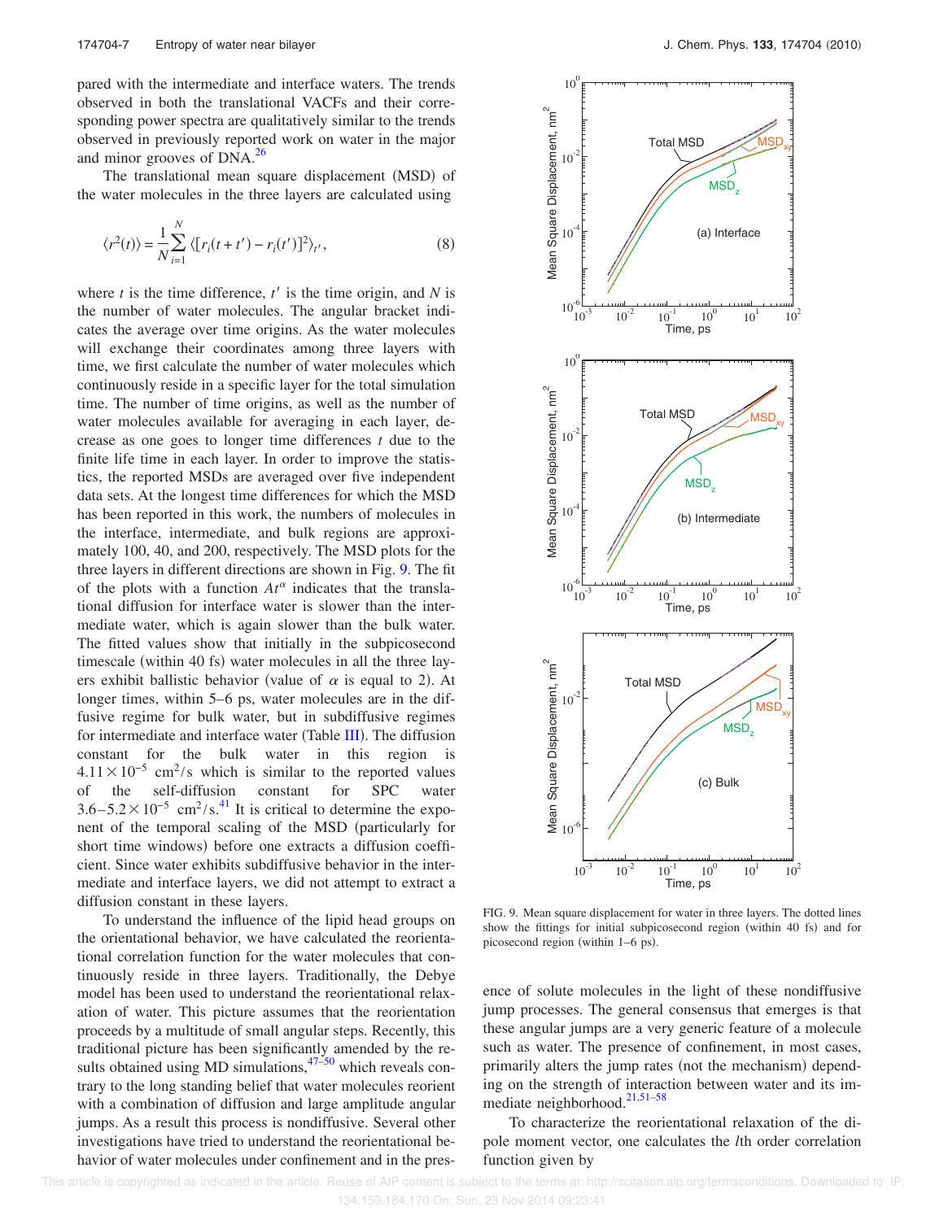pared with the intermediate and interface waters. The trends observed in both the translational VACFs and their corresponding power spectra are qualitatively similar to the trends observed in previously reported work on water in the major and minor grooves of DNA.[26]

The translational mean square displacement (MSD) of the water molecules in the three layers are calculated using

$$\langle r^2(t)\rangle = \frac{1}{N}\sum_{i=1}^{N}\langle[r_i(t+t') - r_i(t')]^2\rangle_{t'}, \tag{8}$$

where $t$ is the time difference, $t'$ is the time origin, and $N$ is the number of water molecules. The angular bracket indicates the average over time origins. As the water molecules will exchange their coordinates among three layers with time, we first calculate the number of water molecules which continuously reside in a specific layer for the total simulation time. The number of time origins, as well as the number of water molecules available for averaging in each layer, decrease as one goes to longer time differences $t$ due to the finite life time in each layer. In order to improve the statistics, the reported MSDs are averaged over five independent data sets. At the longest time differences for which the MSD has been reported in this work, the numbers of molecules in the interface, intermediate, and bulk regions are approximately 100, 40, and 200, respectively. The MSD plots for the three layers in different directions are shown in Fig. 9. The fit of the plots with a function $At^{\alpha}$ indicates that the translational diffusion for interface water is slower than the intermediate water, which is again slower than the bulk water. The fitted values show that initially in the subpicosecond timescale (within 40 fs) water molecules in all the three layers exhibit ballistic behavior (value of $\alpha$ is equal to 2). At longer times, within 5–6 ps, water molecules are in the diffusive regime for bulk water, but in subdiffusive regimes for intermediate and interface water (Table III). The diffusion constant for the bulk water in this region is $4.11\times 10^{-5}$ cm$^2$/s which is similar to the reported values of the self-diffusion constant for SPC water $3.6$–$5.2\times 10^{-5}$ cm$^2$/s.[41] It is critical to determine the exponent of the temporal scaling of the MSD (particularly for short time windows) before one extracts a diffusion coefficient. Since water exhibits subdiffusive behavior in the intermediate and interface layers, we did not attempt to extract a diffusion constant in these layers.

To understand the influence of the lipid head groups on the orientational behavior, we have calculated the reorientational correlation function for the water molecules that continuously reside in three layers. Traditionally, the Debye model has been used to understand the reorientational relaxation of water. This picture assumes that the reorientation proceeds by a multitude of small angular steps. Recently, this traditional picture has been significantly amended by the results obtained using MD simulations,[47–50] which reveals contrary to the long standing belief that water molecules reorient with a combination of diffusion and large amplitude angular jumps. As a result this process is nondiffusive. Several other investigations have tried to understand the reorientational behavior of water molecules under confinement and in the presence of solute molecules in the light of these nondiffusive jump processes. The general consensus that emerges is that these angular jumps are a very generic feature of a molecule such as water. The presence of confinement, in most cases, primarily alters the jump rates (not the mechanism) depending on the strength of interaction between water and its immediate neighborhood.[21,51–58]

FIG. 9. Mean square displacement for water in three layers. The dotted lines show the fittings for initial subpicosecond region (within 40 fs) and for picosecond region (within 1–6 ps).

To characterize the reorientational relaxation of the dipole moment vector, one calculates the $l$th order correlation function given by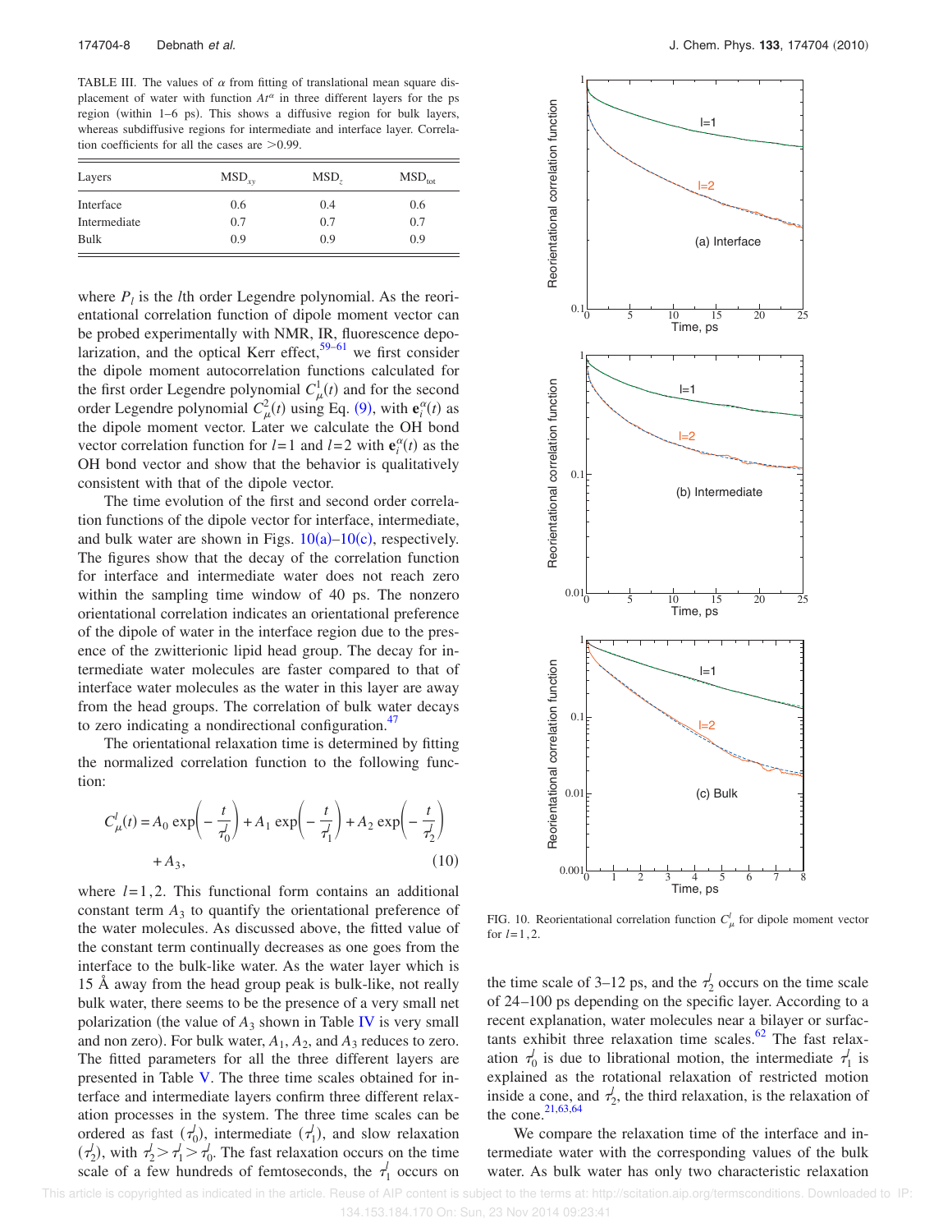TABLE III. The values of $\alpha$ from fitting of translational mean square displacement of water with function $At^{\alpha}$ in three different layers for the ps region (within 1–6 ps). This shows a diffusive region for bulk layers, whereas subdiffusive regions for intermediate and interface layer. Correlation coefficients for all the cases are >0.99.

| Layers | $MSD_{xy}$ | $MSD_z$ | $MSD_{tot}$ |
|---|---|---|---|
| Interface | 0.6 | 0.4 | 0.6 |
| Intermediate | 0.7 | 0.7 | 0.7 |
| Bulk | 0.9 | 0.9 | 0.9 |

where $P_l$ is the $l$th order Legendre polynomial. As the reorientational correlation function of dipole moment vector can be probed experimentally with NMR, IR, fluorescence depolarization, and the optical Kerr effect,[59–61] we first consider the dipole moment autocorrelation functions calculated for the first order Legendre polynomial $C_{\mu}^{1}(t)$ and for the second order Legendre polynomial $C_{\mu}^{2}(t)$ using Eq. (9), with $\mathbf{e}_i^{\alpha}(t)$ as the dipole moment vector. Later we calculate the OH bond vector correlation function for $l=1$ and $l=2$ with $\mathbf{e}_i^{\alpha}(t)$ as the OH bond vector and show that the behavior is qualitatively consistent with that of the dipole vector.

The time evolution of the first and second order correlation functions of the dipole vector for interface, intermediate, and bulk water are shown in Figs. 10(a)–10(c), respectively. The figures show that the decay of the correlation function for interface and intermediate water does not reach zero within the sampling time window of 40 ps. The nonzero orientational correlation indicates an orientational preference of the dipole of water in the interface region due to the presence of the zwitterionic lipid head group. The decay for intermediate water molecules are faster compared to that of interface water molecules as the water in this layer are away from the head groups. The correlation of bulk water decays to zero indicating a nondirectional configuration.[47]

The orientational relaxation time is determined by fitting the normalized correlation function to the following function:

$$C_{\mu}^{l}(t) = A_0 \exp\left(-\frac{t}{\tau_0^l}\right) + A_1 \exp\left(-\frac{t}{\tau_1^l}\right) + A_2 \exp\left(-\frac{t}{\tau_2^l}\right) + A_3, \tag{10}$$

where $l=1,2$. This functional form contains an additional constant term $A_3$ to quantify the orientational preference of the water molecules. As discussed above, the fitted value of the constant term continually decreases as one goes from the interface to the bulk-like water. As the water layer which is 15 Å away from the head group peak is bulk-like, not really bulk water, there seems to be the presence of a very small net polarization (the value of $A_3$ shown in Table IV is very small and non zero). For bulk water, $A_1$, $A_2$, and $A_3$ reduces to zero. The fitted parameters for all the three different layers are presented in Table V. The three time scales obtained for interface and intermediate layers confirm three different relaxation processes in the system. The three time scales can be ordered as fast ($\tau_0^l$), intermediate ($\tau_1^l$), and slow relaxation ($\tau_2^l$), with $\tau_2^l > \tau_1^l > \tau_0^l$. The fast relaxation occurs on the time scale of a few hundreds of femtoseconds, the $\tau_1^l$ occurs on the time scale of 3–12 ps, and the $\tau_2^l$ occurs on the time scale of 24–100 ps depending on the specific layer. According to a recent explanation, water molecules near a bilayer or surfactants exhibit three relaxation time scales.[62] The fast relaxation $\tau_0^l$ is due to librational motion, the intermediate $\tau_1^l$ is explained as the rotational relaxation of restricted motion inside a cone, and $\tau_2^l$, the third relaxation, is the relaxation of the cone.[21,63,64]

FIG. 10. Reorientational correlation function $C_{\mu}^{l}$ for dipole moment vector for $l=1,2$.

We compare the relaxation time of the interface and intermediate water with the corresponding values of the bulk water. As bulk water has only two characteristic relaxation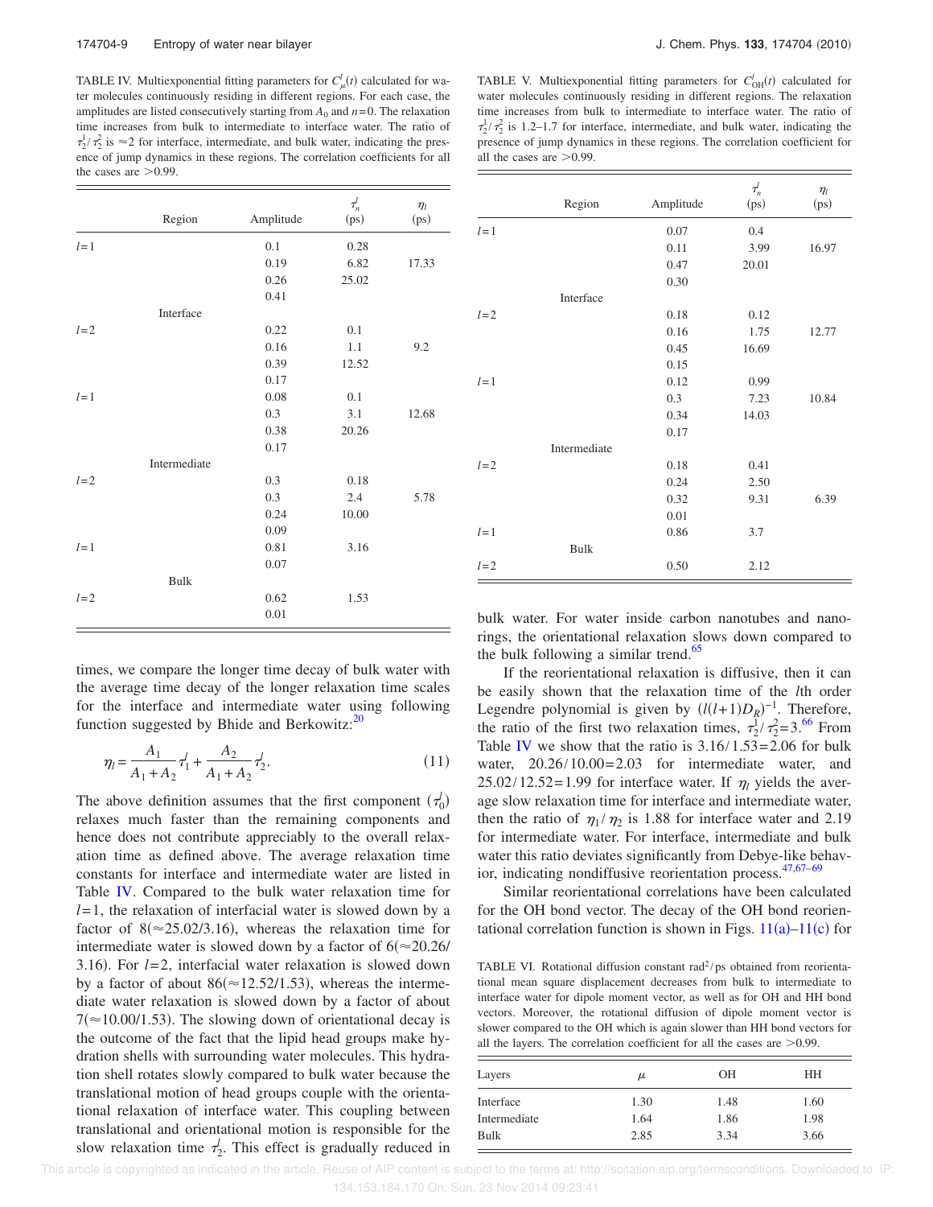TABLE IV. Multiexponential fitting parameters for $C_{\mu}^{l}(t)$ calculated for water molecules continuously residing in different regions. For each case, the amplitudes are listed consecutively starting from $A_0$ and $n=0$. The relaxation time increases from bulk to intermediate to interface water. The ratio of $\tau_2^1/\tau_2^2$ is $\approx 2$ for interface, intermediate, and bulk water, indicating the presence of jump dynamics in these regions. The correlation coefficients for all the cases are >0.99.

| | Region | Amplitude | $\tau_n^l$ (ps) | $\eta_l$ (ps) |
|---|---|---|---|---|
| $l=1$ | | 0.1 | 0.28 | |
| | | 0.19 | 6.82 | 17.33 |
| | | 0.26 | 25.02 | |
| | | 0.41 | | |
| | Interface | | | |
| $l=2$ | | 0.22 | 0.1 | |
| | | 0.16 | 1.1 | 9.2 |
| | | 0.39 | 12.52 | |
| | | 0.17 | | |
| $l=1$ | | 0.08 | 0.1 | |
| | | 0.3 | 3.1 | 12.68 |
| | | 0.38 | 20.26 | |
| | | 0.17 | | |
| | Intermediate | | | |
| $l=2$ | | 0.3 | 0.18 | |
| | | 0.3 | 2.4 | 5.78 |
| | | 0.24 | 10.00 | |
| | | 0.09 | | |
| $l=1$ | | 0.81 | 3.16 | |
| | | 0.07 | | |
| | Bulk | | | |
| $l=2$ | | 0.62 | 1.53 | |
| | | 0.01 | | |

times, we compare the longer time decay of bulk water with the average time decay of the longer relaxation time scales for the interface and intermediate water using following function suggested by Bhide and Berkowitz:[20]

$$\eta_l = \frac{A_1}{A_1+A_2}\tau_1^l + \frac{A_2}{A_1+A_2}\tau_2^l. \tag{11}$$

The above definition assumes that the first component ($\tau_0^l$) relaxes much faster than the remaining components and hence does not contribute appreciably to the overall relaxation time as defined above. The average relaxation time constants for interface and intermediate water are listed in Table IV. Compared to the bulk water relaxation time for $l=1$, the relaxation of interfacial water is slowed down by a factor of 8($\approx$25.02/3.16), whereas the relaxation time for intermediate water is slowed down by a factor of 6($\approx$20.26/3.16). For $l=2$, interfacial water relaxation is slowed down by a factor of about 86($\approx$12.52/1.53), whereas the intermediate water relaxation is slowed down by a factor of about 7($\approx$10.00/1.53). The slowing down of orientational decay is the outcome of the fact that the lipid head groups make hydration shells with surrounding water molecules. This hydration shell rotates slowly compared to bulk water because the translational motion of head groups couple with the orientational relaxation of interface water. This coupling between translational and orientational motion is responsible for the slow relaxation time $\tau_2^l$. This effect is gradually reduced in bulk water. For water inside carbon nanotubes and nanorings, the orientational relaxation slows down compared to the bulk following a similar trend.[65]

If the reorientational relaxation is diffusive, then it can be easily shown that the relaxation time of the $l$th order Legendre polynomial is given by $(l(l+1)D_R)^{-1}$. Therefore, the ratio of the first two relaxation times, $\tau_2^1/\tau_2^2=3$.[66] From Table IV we show that the ratio is 3.16/1.53=2.06 for bulk water, 20.26/10.00=2.03 for intermediate water, and 25.02/12.52=1.99 for interface water. If $\eta_l$ yields the average slow relaxation time for interface and intermediate water, then the ratio of $\eta_1/\eta_2$ is 1.88 for interface water and 2.19 for intermediate water. For interface, intermediate and bulk water this ratio deviates significantly from Debye-like behavior, indicating nondiffusive reorientation process.[47,67–69]

Similar reorientational correlations have been calculated for the OH bond vector. The decay of the OH bond reorientational correlation function is shown in Figs. 11(a)–11(c) for

TABLE V. Multiexponential fitting parameters for $C_{\mathrm{OH}}^{l}(t)$ calculated for water molecules continuously residing in different regions. The relaxation time increases from bulk to intermediate to interface water. The ratio of $\tau_2^1/\tau_2^2$ is 1.2–1.7 for interface, intermediate, and bulk water, indicating the presence of jump dynamics in these regions. The correlation coefficient for all the cases are >0.99.

| | Region | Amplitude | $\tau_n^l$ (ps) | $\eta_l$ (ps) |
|---|---|---|---|---|
| $l=1$ | | 0.07 | 0.4 | |
| | | 0.11 | 3.99 | 16.97 |
| | | 0.47 | 20.01 | |
| | | 0.30 | | |
| | Interface | | | |
| $l=2$ | | 0.18 | 0.12 | |
| | | 0.16 | 1.75 | 12.77 |
| | | 0.45 | 16.69 | |
| | | 0.15 | | |
| $l=1$ | | 0.12 | 0.99 | |
| | | 0.3 | 7.23 | 10.84 |
| | | 0.34 | 14.03 | |
| | | 0.17 | | |
| | Intermediate | | | |
| $l=2$ | | 0.18 | 0.41 | |
| | | 0.24 | 2.50 | |
| | | 0.32 | 9.31 | 6.39 |
| | | 0.01 | | |
| $l=1$ | | 0.86 | 3.7 | |
| | Bulk | | | |
| $l=2$ | | 0.50 | 2.12 | |

TABLE VI. Rotational diffusion constant rad$^2$/ps obtained from reorientational mean square displacement decreases from bulk to intermediate to interface water for dipole moment vector, as well as for OH and HH bond vectors. Moreover, the rotational diffusion of dipole moment vector is slower compared to the OH which is again slower than HH bond vectors for all the layers. The correlation coefficient for all the cases are >0.99.

| Layers | $\mu$ | OH | HH |
|---|---|---|---|
| Interface | 1.30 | 1.48 | 1.60 |
| Intermediate | 1.64 | 1.86 | 1.98 |
| Bulk | 2.85 | 3.34 | 3.66 |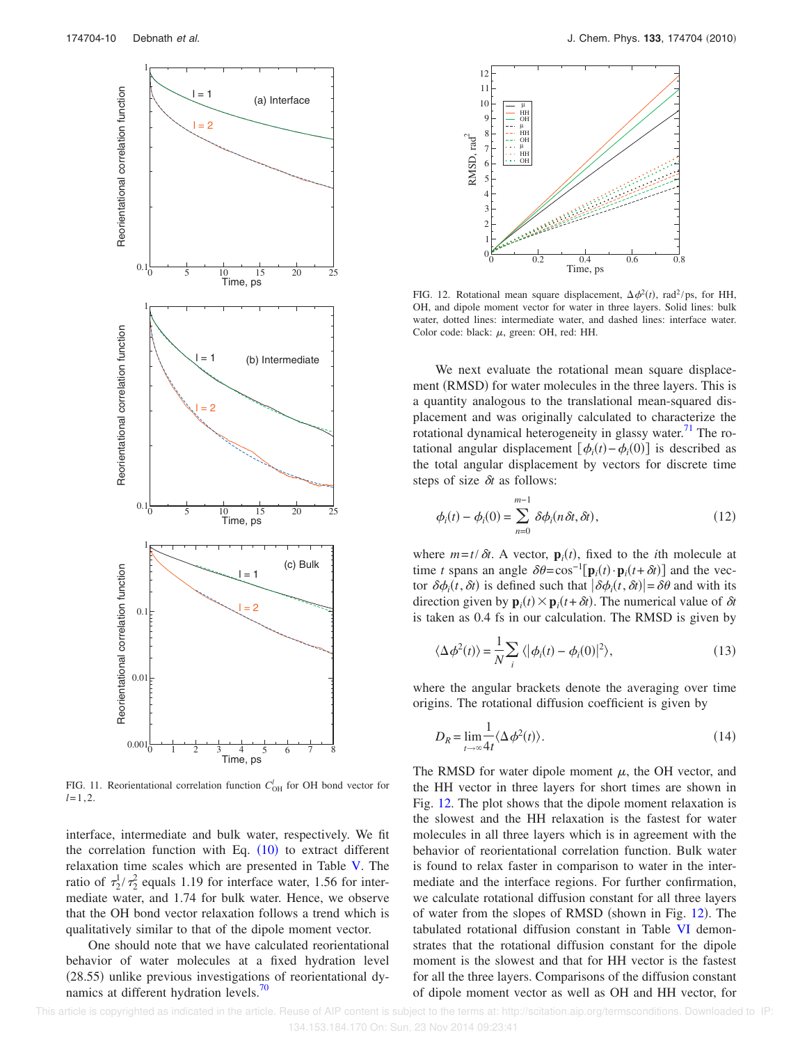FIG. 11. Reorientational correlation function $C_{OH}^{l}$ for OH bond vector for $l=1,2$.

interface, intermediate and bulk water, respectively. We fit the correlation function with Eq. (10) to extract different relaxation time scales which are presented in Table V. The ratio of $\tau_2^1/\tau_2^2$ equals 1.19 for interface water, 1.56 for intermediate water, and 1.74 for bulk water. Hence, we observe that the OH bond vector relaxation follows a trend which is qualitatively similar to that of the dipole moment vector.

One should note that we have calculated reorientational behavior of water molecules at a fixed hydration level (28.55) unlike previous investigations of reorientational dynamics at different hydration levels.[70]

FIG. 12. Rotational mean square displacement, $\Delta\phi^2(t)$, rad$^2$/ps, for HH, OH, and dipole moment vector for water in three layers. Solid lines: bulk water, dotted lines: intermediate water, and dashed lines: interface water. Color code: black: $\mu$, green: OH, red: HH.

We next evaluate the rotational mean square displacement (RMSD) for water molecules in the three layers. This is a quantity analogous to the translational mean-squared displacement and was originally calculated to characterize the rotational dynamical heterogeneity in glassy water.[71] The rotational angular displacement $[\phi_i(t)-\phi_i(0)]$ is described as the total angular displacement by vectors for discrete time steps of size $\delta t$ as follows:

$$\phi_i(t) - \phi_i(0) = \sum_{n=0}^{m-1} \delta\phi_i(n\,\delta t, \delta t), \tag{12}$$

where $m=t/\delta t$. A vector, $\mathbf{p}_i(t)$, fixed to the $i$th molecule at time $t$ spans an angle $\delta\theta=\cos^{-1}[\mathbf{p}_i(t)\cdot\mathbf{p}_i(t+\delta t)]$ and the vector $\delta\phi_i(t,\delta t)$ is defined such that $|\delta\phi_i(t,\delta t)|=\delta\theta$ and with its direction given by $\mathbf{p}_i(t)\times\mathbf{p}_i(t+\delta t)$. The numerical value of $\delta t$ is taken as 0.4 fs in our calculation. The RMSD is given by

$$\langle\Delta\phi^2(t)\rangle = \frac{1}{N}\sum_i \langle|\phi_i(t)-\phi_i(0)|^2\rangle, \tag{13}$$

where the angular brackets denote the averaging over time origins. The rotational diffusion coefficient is given by

$$D_R = \lim_{t\to\infty}\frac{1}{4t}\langle\Delta\phi^2(t)\rangle. \tag{14}$$

The RMSD for water dipole moment $\mu$, the OH vector, and the HH vector in three layers for short times are shown in Fig. 12. The plot shows that the dipole moment relaxation is the slowest and the HH relaxation is the fastest for water molecules in all three layers which is in agreement with the behavior of reorientational correlation function. Bulk water is found to relax faster in comparison to water in the intermediate and the interface regions. For further confirmation, we calculate rotational diffusion constant for all three layers of water from the slopes of RMSD (shown in Fig. 12). The tabulated rotational diffusion constant in Table VI demonstrates that the rotational diffusion constant for the dipole moment is the slowest and that for HH vector is the fastest for all the three layers. Comparisons of the diffusion constant of dipole moment vector as well as OH and HH vector, for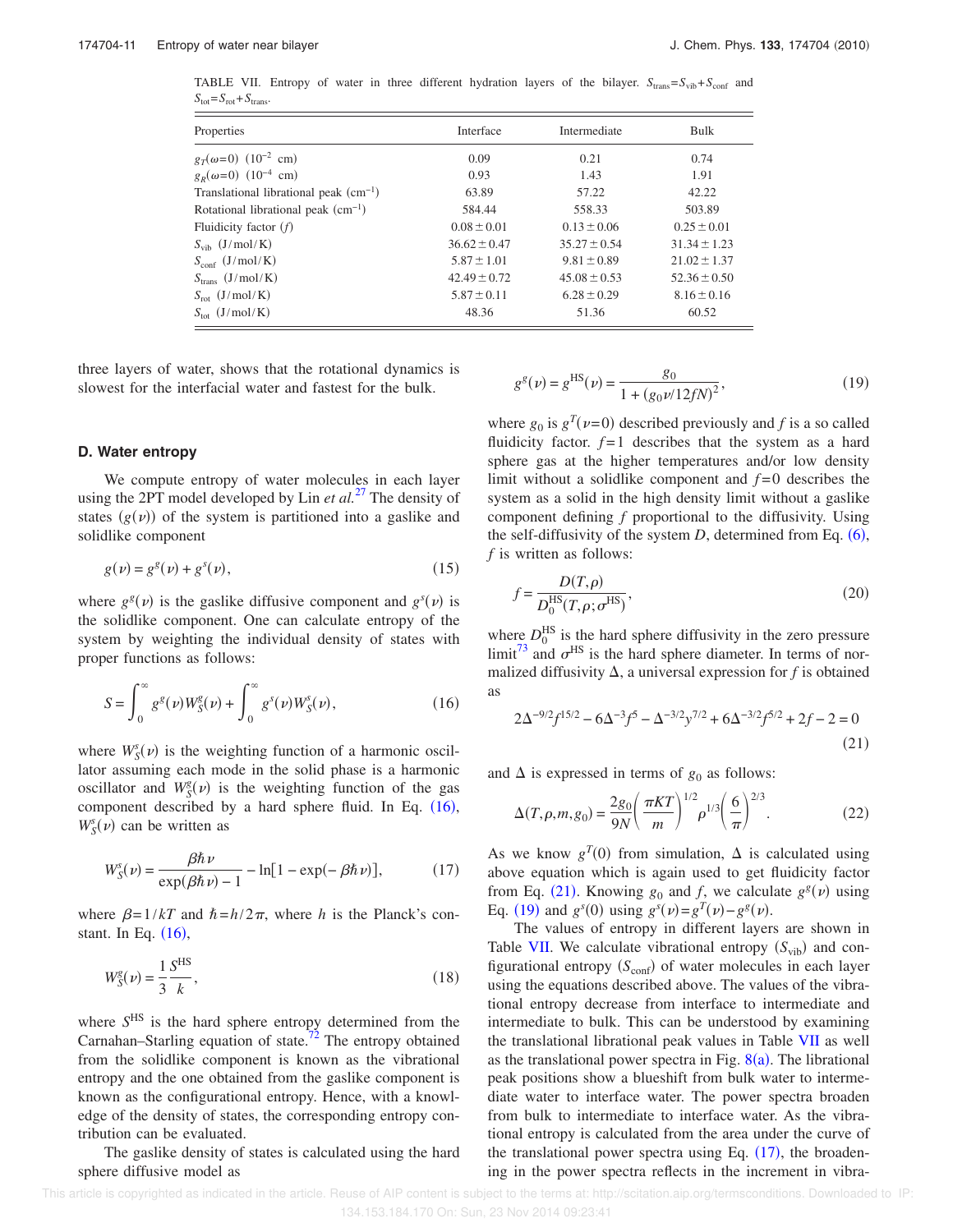TABLE VII. Entropy of water in three different hydration layers of the bilayer. $S_{trans}=S_{vib}+S_{conf}$ and $S_{tot}=S_{rot}+S_{trans}$.

| Properties | Interface | Intermediate | Bulk |
|---|---|---|---|
| $g_T(\omega=0)$ ($10^{-2}$ cm) | 0.09 | 0.21 | 0.74 |
| $g_R(\omega=0)$ ($10^{-4}$ cm) | 0.93 | 1.43 | 1.91 |
| Translational librational peak ($cm^{-1}$) | 63.89 | 57.22 | 42.22 |
| Rotational librational peak ($cm^{-1}$) | 584.44 | 558.33 | 503.89 |
| Fluidicity factor ($f$) | $0.08 \pm 0.01$ | $0.13 \pm 0.06$ | $0.25 \pm 0.01$ |
| $S_{vib}$ (J/mol/K) | $36.62 \pm 0.47$ | $35.27 \pm 0.54$ | $31.34 \pm 1.23$ |
| $S_{conf}$ (J/mol/K) | $5.87 \pm 1.01$ | $9.81 \pm 0.89$ | $21.02 \pm 1.37$ |
| $S_{trans}$ (J/mol/K) | $42.49 \pm 0.72$ | $45.08 \pm 0.53$ | $52.36 \pm 0.50$ |
| $S_{rot}$ (J/mol/K) | $5.87 \pm 0.11$ | $6.28 \pm 0.29$ | $8.16 \pm 0.16$ |
| $S_{tot}$ (J/mol/K) | 48.36 | 51.36 | 60.52 |

three layers of water, shows that the rotational dynamics is slowest for the interfacial water and fastest for the bulk.

### D. Water entropy

We compute entropy of water molecules in each layer using the 2PT model developed by Lin *et al.*[27] The density of states ($g(\nu)$) of the system is partitioned into a gaslike and solidlike component

$$g(\nu) = g^g(\nu) + g^s(\nu), \tag{15}$$

where $g^g(\nu)$ is the gaslike diffusive component and $g^s(\nu)$ is the solidlike component. One can calculate entropy of the system by weighting the individual density of states with proper functions as follows:

$$S = \int_0^\infty g^g(\nu) W_S^g(\nu) + \int_0^\infty g^s(\nu) W_S^s(\nu), \tag{16}$$

where $W_S^s(\nu)$ is the weighting function of a harmonic oscillator assuming each mode in the solid phase is a harmonic oscillator and $W_S^g(\nu)$ is the weighting function of the gas component described by a hard sphere fluid. In Eq. (16), $W_S^s(\nu)$ can be written as

$$W_S^s(\nu) = \frac{\beta\hbar\nu}{\exp(\beta\hbar\nu) - 1} - \ln[1 - \exp(-\beta\hbar\nu)], \tag{17}$$

where $\beta = 1/kT$ and $\hbar = h/2\pi$, where $h$ is the Planck's constant. In Eq. (16),

$$W_S^g(\nu) = \frac{1}{3}\frac{S^{HS}}{k}, \tag{18}$$

where $S^{HS}$ is the hard sphere entropy determined from the Carnahan–Starling equation of state.[72] The entropy obtained from the solidlike component is known as the vibrational entropy and the one obtained from the gaslike component is known as the configurational entropy. Hence, with a knowledge of the density of states, the corresponding entropy contribution can be evaluated.

The gaslike density of states is calculated using the hard sphere diffusive model as

$$g^g(\nu) = g^{HS}(\nu) = \frac{g_0}{1 + (g_0\nu/12fN)^2}, \tag{19}$$

where $g_0$ is $g^T(\nu=0)$ described previously and $f$ is a so called fluidicity factor. $f=1$ describes that the system as a hard sphere gas at the higher temperatures and/or low density limit without a solidlike component and $f=0$ describes the system as a solid in the high density limit without a gaslike component defining $f$ proportional to the diffusivity. Using the self-diffusivity of the system $D$, determined from Eq. (6), $f$ is written as follows:

$$f = \frac{D(T,\rho)}{D_0^{HS}(T,\rho;\sigma^{HS})}, \tag{20}$$

where $D_0^{HS}$ is the hard sphere diffusivity in the zero pressure limit[73] and $\sigma^{HS}$ is the hard sphere diameter. In terms of normalized diffusivity $\Delta$, a universal expression for $f$ is obtained as

$$2\Delta^{-9/2}f^{15/2} - 6\Delta^{-3}f^5 - \Delta^{-3/2}y^{7/2} + 6\Delta^{-3/2}f^{5/2} + 2f - 2 = 0 \tag{21}$$

and $\Delta$ is expressed in terms of $g_0$ as follows:

$$\Delta(T,\rho,m,g_0) = \frac{2g_0}{9N}\left(\frac{\pi KT}{m}\right)^{1/2}\rho^{1/3}\left(\frac{6}{\pi}\right)^{2/3}. \tag{22}$$

As we know $g^T(0)$ from simulation, $\Delta$ is calculated using above equation which is again used to get fluidicity factor from Eq. (21). Knowing $g_0$ and $f$, we calculate $g^g(\nu)$ using Eq. (19) and $g^s(0)$ using $g^s(\nu) = g^T(\nu) - g^g(\nu)$.

The values of entropy in different layers are shown in Table VII. We calculate vibrational entropy ($S_{vib}$) and configurational entropy ($S_{conf}$) of water molecules in each layer using the equations described above. The values of the vibrational entropy decrease from interface to intermediate and intermediate to bulk. This can be understood by examining the translational librational peak values in Table VII as well as the translational power spectra in Fig. 8(a). The librational peak positions show a blueshift from bulk water to intermediate water to interface water. The power spectra broaden from bulk to intermediate to interface water. As the vibrational entropy is calculated from the area under the curve of the translational power spectra using Eq. (17), the broadening in the power spectra reflects in the increment in vibra-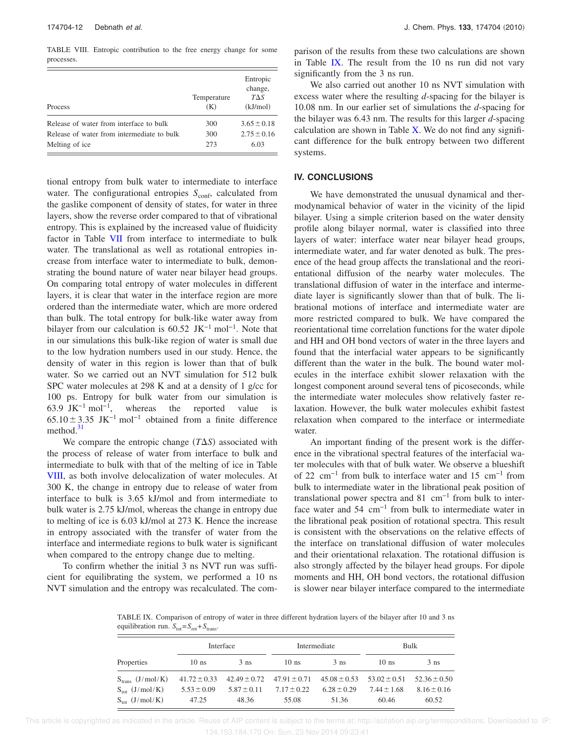TABLE VIII. Entropic contribution to the free energy change for some processes.

| Process | Temperature (K) | Entropic change, $T\Delta S$ (kJ/mol) |
| --- | --- | --- |
| Release of water from interface to bulk | 300 | $3.65 \pm 0.18$ |
| Release of water from intermediate to bulk | 300 | $2.75 \pm 0.16$ |
| Melting of ice | 273 | 6.03 |

tional entropy from bulk water to intermediate to interface water. The configurational entropies $S_{\text{conf}}$, calculated from the gaslike component of density of states, for water in three layers, show the reverse order compared to that of vibrational entropy. This is explained by the increased value of fluidicity factor in Table VII from interface to intermediate to bulk water. The translational as well as rotational entropies increase from interface water to intermediate to bulk, demonstrating the bound nature of water near bilayer head groups. On comparing total entropy of water molecules in different layers, it is clear that water in the interface region are more ordered than the intermediate water, which are more ordered than bulk. The total entropy for bulk-like water away from bilayer from our calculation is 60.52 $\text{JK}^{-1}\ \text{mol}^{-1}$. Note that in our simulations this bulk-like region of water is small due to the low hydration numbers used in our study. Hence, the density of water in this region is lower than that of bulk water. So we carried out an NVT simulation for 512 bulk SPC water molecules at 298 K and at a density of 1 g/cc for 100 ps. Entropy for bulk water from our simulation is 63.9 $\text{JK}^{-1}\ \text{mol}^{-1}$, whereas the reported value is $65.10 \pm 3.35$ $\text{JK}^{-1}\ \text{mol}^{-1}$ obtained from a finite difference method.[31]

We compare the entropic change ($T\Delta S$) associated with the process of release of water from interface to bulk and intermediate to bulk with that of the melting of ice in Table VIII, as both involve delocalization of water molecules. At 300 K, the change in entropy due to release of water from interface to bulk is 3.65 kJ/mol and from intermediate to bulk water is 2.75 kJ/mol, whereas the change in entropy due to melting of ice is 6.03 kJ/mol at 273 K. Hence the increase in entropy associated with the transfer of water from the interface and intermediate regions to bulk water is significant when compared to the entropy change due to melting.

To confirm whether the initial 3 ns NVT run was sufficient for equilibrating the system, we performed a 10 ns NVT simulation and the entropy was recalculated. The comparison of the results from these two calculations are shown in Table IX. The result from the 10 ns run did not vary significantly from the 3 ns run.

We also carried out another 10 ns NVT simulation with excess water where the resulting $d$-spacing for the bilayer is 10.08 nm. In our earlier set of simulations the $d$-spacing for the bilayer was 6.43 nm. The results for this larger $d$-spacing calculation are shown in Table X. We do not find any significant difference for the bulk entropy between two different systems.

## IV. CONCLUSIONS

We have demonstrated the unusual dynamical and thermodynamical behavior of water in the vicinity of the lipid bilayer. Using a simple criterion based on the water density profile along bilayer normal, water is classified into three layers of water: interface water near bilayer head groups, intermediate water, and far water denoted as bulk. The presence of the head group affects the translational and the reorientational diffusion of the nearby water molecules. The translational diffusion of water in the interface and intermediate layer is significantly slower than that of bulk. The librational motions of interface and intermediate water are more restricted compared to bulk. We have compared the reorientational time correlation functions for the water dipole and HH and OH bond vectors of water in the three layers and found that the interfacial water appears to be significantly different than the water in the bulk. The bound water molecules in the interface exhibit slower relaxation with the longest component around several tens of picoseconds, while the intermediate water molecules show relatively faster relaxation. However, the bulk water molecules exhibit fastest relaxation when compared to the interface or intermediate water.

An important finding of the present work is the difference in the vibrational spectral features of the interfacial water molecules with that of bulk water. We observe a blueshift of 22 $\text{cm}^{-1}$ from bulk to interface water and 15 $\text{cm}^{-1}$ from bulk to intermediate water in the librational peak position of translational power spectra and 81 $\text{cm}^{-1}$ from bulk to interface water and 54 $\text{cm}^{-1}$ from bulk to intermediate water in the librational peak position of rotational spectra. This result is consistent with the observations on the relative effects of the interface on translational diffusion of water molecules and their orientational relaxation. The rotational diffusion is also strongly affected by the bilayer head groups. For dipole moments and HH, OH bond vectors, the rotational diffusion is slower near bilayer interface compared to the intermediate

TABLE IX. Comparison of entropy of water in three different hydration layers of the bilayer after 10 and 3 ns equilibration run. $S_{\text{tot}} = S_{\text{rot}} + S_{\text{trans}}$.

| Properties | Interface | | Intermediate | | Bulk | |
| --- | --- | --- | --- | --- | --- | --- |
| | 10 ns | 3 ns | 10 ns | 3 ns | 10 ns | 3 ns |
| $S_{\text{trans}}$ (J/mol/K) | $41.72 \pm 0.33$ | $42.49 \pm 0.72$ | $47.91 \pm 0.71$ | $45.08 \pm 0.53$ | $53.02 \pm 0.51$ | $52.36 \pm 0.50$ |
| $S_{\text{rot}}$ (J/mol/K) | $5.53 \pm 0.09$ | $5.87 \pm 0.11$ | $7.17 \pm 0.22$ | $6.28 \pm 0.29$ | $7.44 \pm 1.68$ | $8.16 \pm 0.16$ |
| $S_{\text{tot}}$ (J/mol/K) | 47.25 | 48.36 | 55.08 | 51.36 | 60.46 | 60.52 |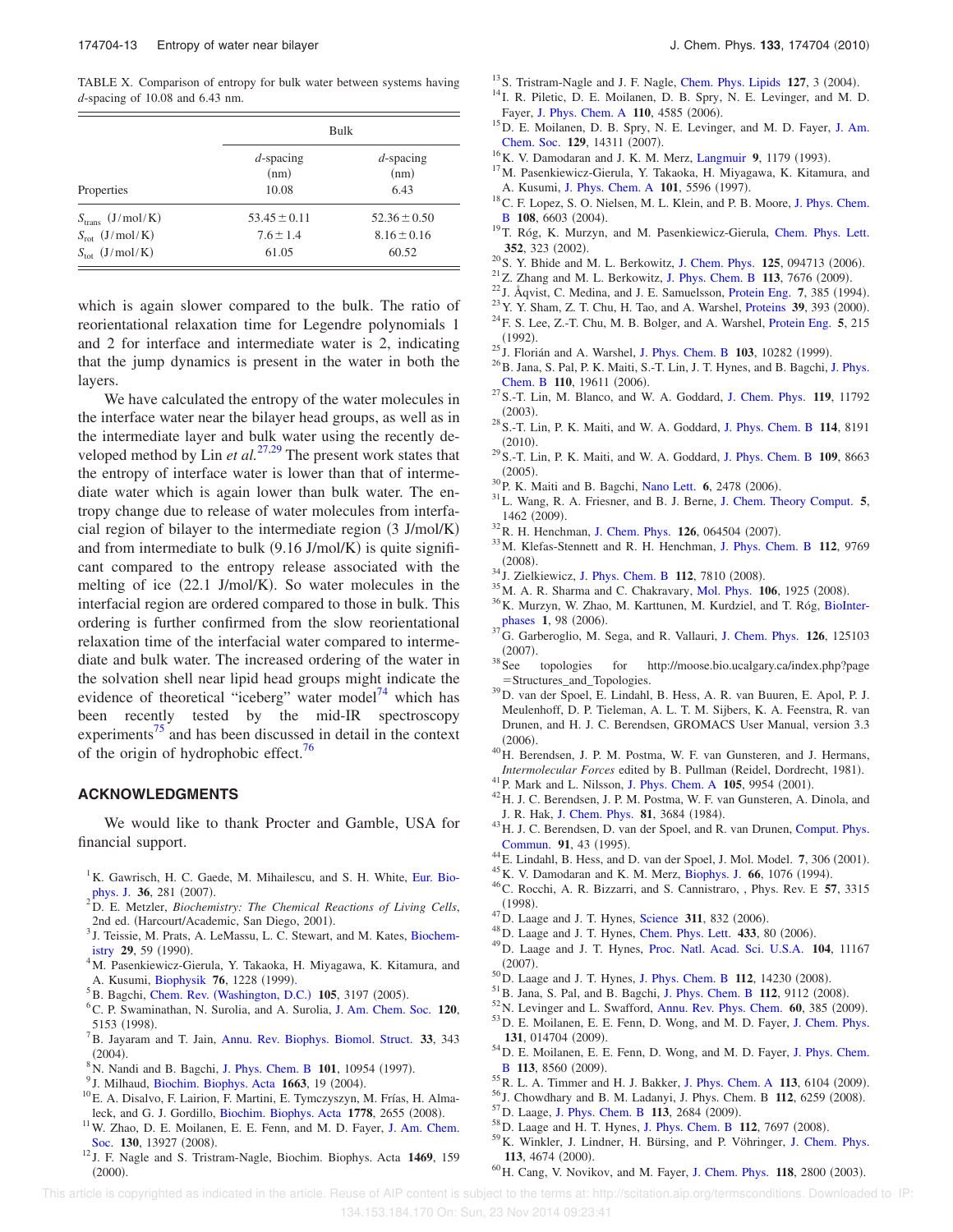TABLE X. Comparison of entropy for bulk water between systems having *d*-spacing of 10.08 and 6.43 nm.

| | Bulk | |
|---|---|---|
| Properties | *d*-spacing (nm) 10.08 | *d*-spacing (nm) 6.43 |
| $S_{trans}$ (J/mol/K) | $53.45 \pm 0.11$ | $52.36 \pm 0.50$ |
| $S_{rot}$ (J/mol/K) | $7.6 \pm 1.4$ | $8.16 \pm 0.16$ |
| $S_{tot}$ (J/mol/K) | 61.05 | 60.52 |

which is again slower compared to the bulk. The ratio of reorientational relaxation time for Legendre polynomials 1 and 2 for interface and intermediate water is 2, indicating that the jump dynamics is present in the water in both the layers.

We have calculated the entropy of the water molecules in the interface water near the bilayer head groups, as well as in the intermediate layer and bulk water using the recently developed method by Lin *et al.*[27,29] The present work states that the entropy of interface water is lower than that of intermediate water which is again lower than bulk water. The entropy change due to release of water molecules from interfacial region of bilayer to the intermediate region (3 J/mol/K) and from intermediate to bulk (9.16 J/mol/K) is quite significant compared to the entropy release associated with the melting of ice (22.1 J/mol/K). So water molecules in the interfacial region are ordered compared to those in bulk. This ordering is further confirmed from the slow reorientational relaxation time of the interfacial water compared to intermediate and bulk water. The increased ordering of the water in the solvation shell near lipid head groups might indicate the evidence of theoretical "iceberg" water model[74] which has been recently tested by the mid-IR spectroscopy experiments[75] and has been discussed in detail in the context of the origin of hydrophobic effect.[76]

## ACKNOWLEDGMENTS

We would like to thank Procter and Gamble, USA for financial support.

[1] K. Gawrisch, H. C. Gaede, M. Mihailescu, and S. H. White, Eur. Biophys. J. **36**, 281 (2007).
[2] D. E. Metzler, *Biochemistry: The Chemical Reactions of Living Cells*, 2nd ed. (Harcourt/Academic, San Diego, 2001).
[3] J. Teissie, M. Prats, A. LeMassu, L. C. Stewart, and M. Kates, Biochemistry **29**, 59 (1990).
[4] M. Pasenkiewicz-Gierula, Y. Takaoka, H. Miyagawa, K. Kitamura, and A. Kusumi, Biophysik **76**, 1228 (1999).
[5] B. Bagchi, Chem. Rev. (Washington, D.C.) **105**, 3197 (2005).
[6] C. P. Swaminathan, N. Surolia, and A. Surolia, J. Am. Chem. Soc. **120**, 5153 (1998).
[7] B. Jayaram and T. Jain, Annu. Rev. Biophys. Biomol. Struct. **33**, 343 (2004).
[8] N. Nandi and B. Bagchi, J. Phys. Chem. B **101**, 10954 (1997).
[9] J. Milhaud, Biochim. Biophys. Acta **1663**, 19 (2004).
[10] E. A. Disalvo, F. Lairion, F. Martini, E. Tymczyszyn, M. Frías, H. Almaleck, and G. J. Gordillo, Biochim. Biophys. Acta **1778**, 2655 (2008).
[11] W. Zhao, D. E. Moilanen, E. E. Fenn, and M. D. Fayer, J. Am. Chem. Soc. **130**, 13927 (2008).
[12] J. F. Nagle and S. Tristram-Nagle, Biochim. Biophys. Acta **1469**, 159 (2000).
[13] S. Tristram-Nagle and J. F. Nagle, Chem. Phys. Lipids **127**, 3 (2004).
[14] I. R. Piletic, D. E. Moilanen, D. B. Spry, N. E. Levinger, and M. D. Fayer, J. Phys. Chem. A **110**, 4585 (2006).
[15] D. E. Moilanen, D. B. Spry, N. E. Levinger, and M. D. Fayer, J. Am. Chem. Soc. **129**, 14311 (2007).
[16] K. V. Damodaran and J. K. M. Merz, Langmuir **9**, 1179 (1993).
[17] M. Pasenkiewicz-Gierula, Y. Takaoka, H. Miyagawa, K. Kitamura, and A. Kusumi, J. Phys. Chem. A **101**, 5596 (1997).
[18] C. F. Lopez, S. O. Nielsen, M. L. Klein, and P. B. Moore, J. Phys. Chem. B **108**, 6603 (2004).
[19] T. Róg, K. Murzyn, and M. Pasenkiewicz-Gierula, Chem. Phys. Lett. **352**, 323 (2002).
[20] S. Y. Bhide and M. L. Berkowitz, J. Chem. Phys. **125**, 094713 (2006).
[21] Z. Zhang and M. L. Berkowitz, J. Phys. Chem. B **113**, 7676 (2009).
[22] J. Åqvist, C. Medina, and J. E. Samuelsson, Protein Eng. **7**, 385 (1994).
[23] Y. Y. Sham, Z. T. Chu, H. Tao, and A. Warshel, Proteins **39**, 393 (2000).
[24] F. S. Lee, Z.-T. Chu, M. B. Bolger, and A. Warshel, Protein Eng. **5**, 215 (1992).
[25] J. Florián and A. Warshel, J. Phys. Chem. B **103**, 10282 (1999).
[26] B. Jana, S. Pal, P. K. Maiti, S.-T. Lin, J. T. Hynes, and B. Bagchi, J. Phys. Chem. B **110**, 19611 (2006).
[27] S.-T. Lin, M. Blanco, and W. A. Goddard, J. Chem. Phys. **119**, 11792 (2003).
[28] S.-T. Lin, P. K. Maiti, and W. A. Goddard, J. Phys. Chem. B **114**, 8191 (2010).
[29] S.-T. Lin, P. K. Maiti, and W. A. Goddard, J. Phys. Chem. B **109**, 8663 (2005).
[30] P. K. Maiti and B. Bagchi, Nano Lett. **6**, 2478 (2006).
[31] L. Wang, R. A. Friesner, and B. J. Berne, J. Chem. Theory Comput. **5**, 1462 (2009).
[32] R. H. Henchman, J. Chem. Phys. **126**, 064504 (2007).
[33] M. Klefas-Stennett and R. H. Henchman, J. Phys. Chem. B **112**, 9769 (2008).
[34] J. Zielkiewicz, J. Phys. Chem. B **112**, 7810 (2008).
[35] M. A. R. Sharma and C. Chakravarty, Mol. Phys. **106**, 1925 (2008).
[36] K. Murzyn, W. Zhao, M. Karttunen, M. Kurdziel, and T. Róg, BioInterphases **1**, 98 (2006).
[37] G. Garberoglio, M. Sega, and R. Vallauri, J. Chem. Phys. **126**, 125103 (2007).
[38] See topologies for http://moose.bio.ucalgary.ca/index.php?page=Structures_and_Topologies.
[39] D. van der Spoel, E. Lindahl, B. Hess, A. R. van Buuren, E. Apol, P. J. Meulenhoff, D. P. Tieleman, A. L. T. M. Sijbers, K. A. Feenstra, R. van Drunen, and H. J. C. Berendsen, GROMACS User Manual, version 3.3 (2006).
[40] H. Berendsen, J. P. M. Postma, W. F. van Gunsteren, and J. Hermans, *Intermolecular Forces* edited by B. Pullman (Reidel, Dordrecht, 1981).
[41] P. Mark and L. Nilsson, J. Phys. Chem. A **105**, 9954 (2001).
[42] H. J. C. Berendsen, J. P. M. Postma, W. F. van Gunsteren, A. Dinola, and J. R. Hak, J. Chem. Phys. **81**, 3684 (1984).
[43] H. J. C. Berendsen, D. van der Spoel, and R. van Drunen, Comput. Phys. Commun. **91**, 43 (1995).
[44] E. Lindahl, B. Hess, and D. van der Spoel, J. Mol. Model. **7**, 306 (2001).
[45] K. V. Damodaran and K. M. Merz, Biophys. J. **66**, 1076 (1994).
[46] C. Rocchi, A. R. Bizzarri, and S. Cannistraro, , Phys. Rev. E **57**, 3315 (1998).
[47] D. Laage and J. T. Hynes, Science **311**, 832 (2006).
[48] D. Laage and J. T. Hynes, Chem. Phys. Lett. **433**, 80 (2006).
[49] D. Laage and J. T. Hynes, Proc. Natl. Acad. Sci. U.S.A. **104**, 11167 (2007).
[50] D. Laage and J. T. Hynes, J. Phys. Chem. B **112**, 14230 (2008).
[51] B. Jana, S. Pal, and B. Bagchi, J. Phys. Chem. B **112**, 9112 (2008).
[52] N. Levinger and L. Swafford, Annu. Rev. Phys. Chem. **60**, 385 (2009).
[53] D. E. Moilanen, E. E. Fenn, D. Wong, and M. D. Fayer, J. Chem. Phys. **131**, 014704 (2009).
[54] D. E. Moilanen, E. E. Fenn, D. Wong, and M. D. Fayer, J. Phys. Chem. B **113**, 8560 (2009).
[55] R. L. A. Timmer and H. J. Bakker, J. Phys. Chem. A **113**, 6104 (2009).
[56] J. Chowdhary and B. M. Ladanyi, J. Phys. Chem. B **112**, 6259 (2008).
[57] D. Laage, J. Phys. Chem. B **113**, 2684 (2009).
[58] D. Laage and H. T. Hynes, J. Phys. Chem. B **112**, 7697 (2008).
[59] K. Winkler, J. Lindner, H. Bürsing, and P. Vöhringer, J. Chem. Phys. **113**, 4674 (2000).
[60] H. Cang, V. Novikov, and M. Fayer, J. Chem. Phys. **118**, 2800 (2003).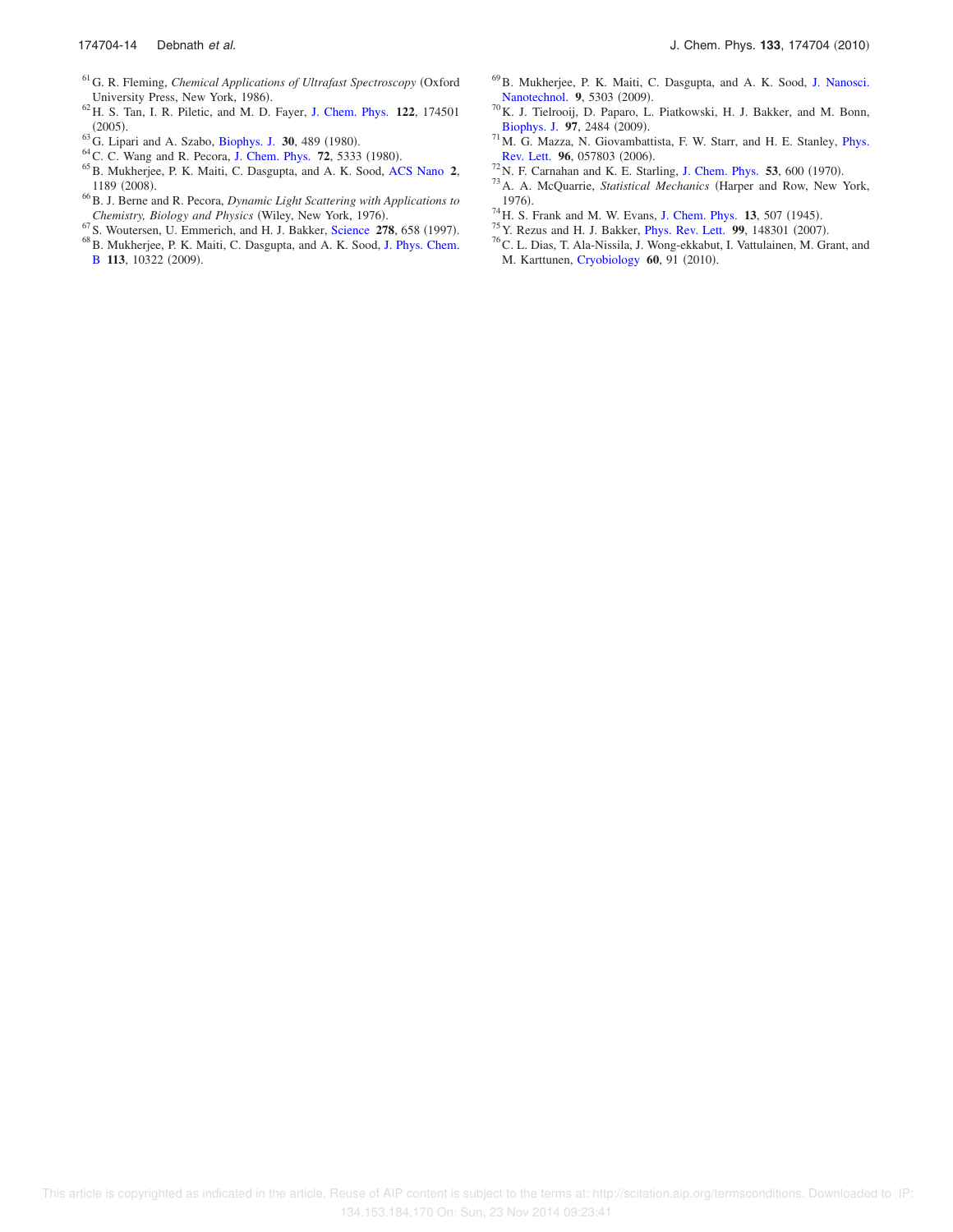[61] G. R. Fleming, *Chemical Applications of Ultrafast Spectroscopy* (Oxford University Press, New York, 1986).

[62] H. S. Tan, I. R. Piletic, and M. D. Fayer, J. Chem. Phys. **122**, 174501 (2005).

[63] G. Lipari and A. Szabo, Biophys. J. **30**, 489 (1980).

[64] C. C. Wang and R. Pecora, J. Chem. Phys. **72**, 5333 (1980).

[65] B. Mukherjee, P. K. Maiti, C. Dasgupta, and A. K. Sood, ACS Nano **2**, 1189 (2008).

[66] B. J. Berne and R. Pecora, *Dynamic Light Scattering with Applications to Chemistry, Biology and Physics* (Wiley, New York, 1976).

[67] S. Woutersen, U. Emmerich, and H. J. Bakker, Science **278**, 658 (1997).

[68] B. Mukherjee, P. K. Maiti, C. Dasgupta, and A. K. Sood, J. Phys. Chem. B **113**, 10322 (2009).

[69] B. Mukherjee, P. K. Maiti, C. Dasgupta, and A. K. Sood, J. Nanosci. Nanotechnol. **9**, 5303 (2009).

[70] K. J. Tielrooij, D. Paparo, L. Piatkowski, H. J. Bakker, and M. Bonn, Biophys. J. **97**, 2484 (2009).

[71] M. G. Mazza, N. Giovambattista, F. W. Starr, and H. E. Stanley, Phys. Rev. Lett. **96**, 057803 (2006).

[72] N. F. Carnahan and K. E. Starling, J. Chem. Phys. **53**, 600 (1970).

[73] A. A. McQuarrie, *Statistical Mechanics* (Harper and Row, New York, 1976).

[74] H. S. Frank and M. W. Evans, J. Chem. Phys. **13**, 507 (1945).

[75] Y. Rezus and H. J. Bakker, Phys. Rev. Lett. **99**, 148301 (2007).

[76] C. L. Dias, T. Ala-Nissila, J. Wong-ekkabut, I. Vattulainen, M. Grant, and M. Karttunen, Cryobiology **60**, 91 (2010).